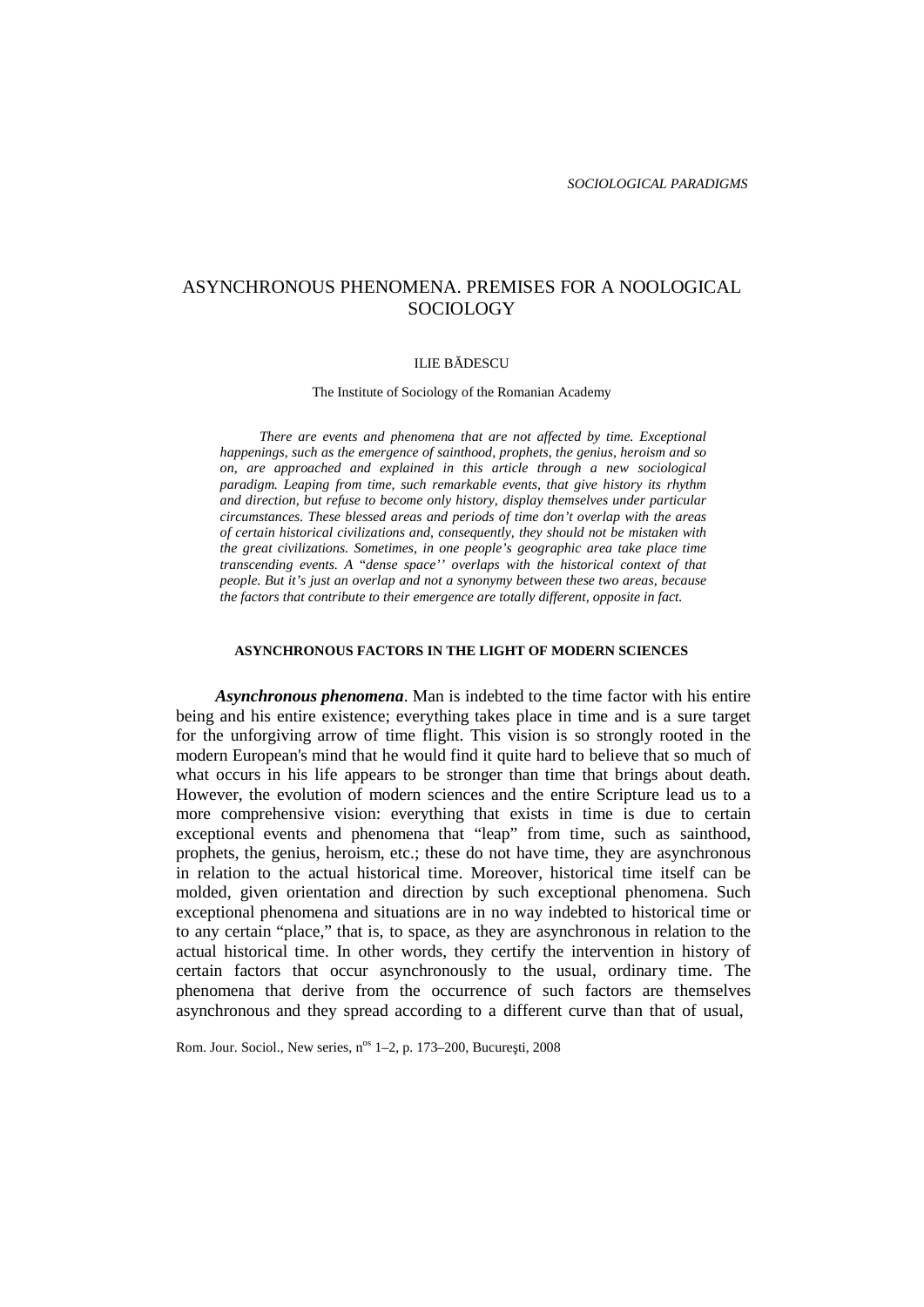SOCIOLOGICAL PARADIGMS

# ASYNCHRONOUS PHENOMENA. PREMISES FOR A NOOLOGICAL SOCIOLOGY

ILIE BĂDESCU

The Institute of Sociology of the Romanian Academy

*There are events and phenomena that are not affected by time. Exceptional happenings, such as the emergence of sainthood, prophets, the genius, heroism and so on, are approached and explained in this article through a new sociological paradigm. Leaping from time, such remarkable events, that give history its rhythm and direction, but refuse to become only history, display themselves under particular circumstances. These blessed areas and periods of time don't overlap with the areas of certain historical civilizations and, consequently, they should not be mistaken with the great civilizations. Sometimes, in one people's geographic area take place time transcending events. A "dense space'' overlaps with the historical context of that people. But it's just an overlap and not a synonymy between these two areas, because the factors that contribute to their emergence are totally different, opposite in fact.*

## ASYNCHRONOUS FACTORS IN THE LIGHT OF MODERN SCIENCES

***Asynchronous phenomena***. Man is indebted to the time factor with his entire being and his entire existence; everything takes place in time and is a sure target for the unforgiving arrow of time flight. This vision is so strongly rooted in the modern European's mind that he would find it quite hard to believe that so much of what occurs in his life appears to be stronger than time that brings about death. However, the evolution of modern sciences and the entire Scripture lead us to a more comprehensive vision: everything that exists in time is due to certain exceptional events and phenomena that "leap" from time, such as sainthood, prophets, the genius, heroism, etc.; these do not have time, they are asynchronous in relation to the actual historical time. Moreover, historical time itself can be molded, given orientation and direction by such exceptional phenomena. Such exceptional phenomena and situations are in no way indebted to historical time or to any certain "place," that is, to space, as they are asynchronous in relation to the actual historical time. In other words, they certify the intervention in history of certain factors that occur asynchronously to the usual, ordinary time. The phenomena that derive from the occurrence of such factors are themselves asynchronous and they spread according to a different curve than that of usual,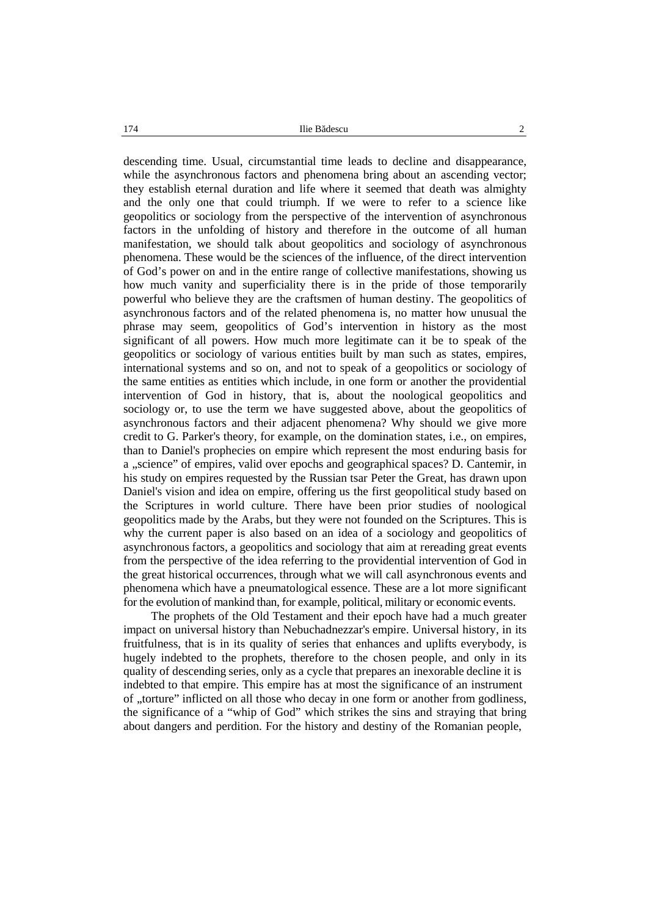descending time. Usual, circumstantial time leads to decline and disappearance, while the asynchronous factors and phenomena bring about an ascending vector; they establish eternal duration and life where it seemed that death was almighty and the only one that could triumph. If we were to refer to a science like geopolitics or sociology from the perspective of the intervention of asynchronous factors in the unfolding of history and therefore in the outcome of all human manifestation, we should talk about geopolitics and sociology of asynchronous phenomena. These would be the sciences of the influence, of the direct intervention of God's power on and in the entire range of collective manifestations, showing us how much vanity and superficiality there is in the pride of those temporarily powerful who believe they are the craftsmen of human destiny. The geopolitics of asynchronous factors and of the related phenomena is, no matter how unusual the phrase may seem, geopolitics of God's intervention in history as the most significant of all powers. How much more legitimate can it be to speak of the geopolitics or sociology of various entities built by man such as states, empires, international systems and so on, and not to speak of a geopolitics or sociology of the same entities as entities which include, in one form or another the providential intervention of God in history, that is, about the noological geopolitics and sociology or, to use the term we have suggested above, about the geopolitics of asynchronous factors and their adjacent phenomena? Why should we give more credit to G. Parker's theory, for example, on the domination states, i.e., on empires, than to Daniel's prophecies on empire which represent the most enduring basis for a „science" of empires, valid over epochs and geographical spaces? D. Cantemir, in his study on empires requested by the Russian tsar Peter the Great, has drawn upon Daniel's vision and idea on empire, offering us the first geopolitical study based on the Scriptures in world culture. There have been prior studies of noological geopolitics made by the Arabs, but they were not founded on the Scriptures. This is why the current paper is also based on an idea of a sociology and geopolitics of asynchronous factors, a geopolitics and sociology that aim at rereading great events from the perspective of the idea referring to the providential intervention of God in the great historical occurrences, through what we will call asynchronous events and phenomena which have a pneumatological essence. These are a lot more significant for the evolution of mankind than, for example, political, military or economic events.

The prophets of the Old Testament and their epoch have had a much greater impact on universal history than Nebuchadnezzar's empire. Universal history, in its fruitfulness, that is in its quality of series that enhances and uplifts everybody, is hugely indebted to the prophets, therefore to the chosen people, and only in its quality of descending series, only as a cycle that prepares an inexorable decline it is indebted to that empire. This empire has at most the significance of an instrument of „torture" inflicted on all those who decay in one form or another from godliness, the significance of a "whip of God" which strikes the sins and straying that bring about dangers and perdition. For the history and destiny of the Romanian people,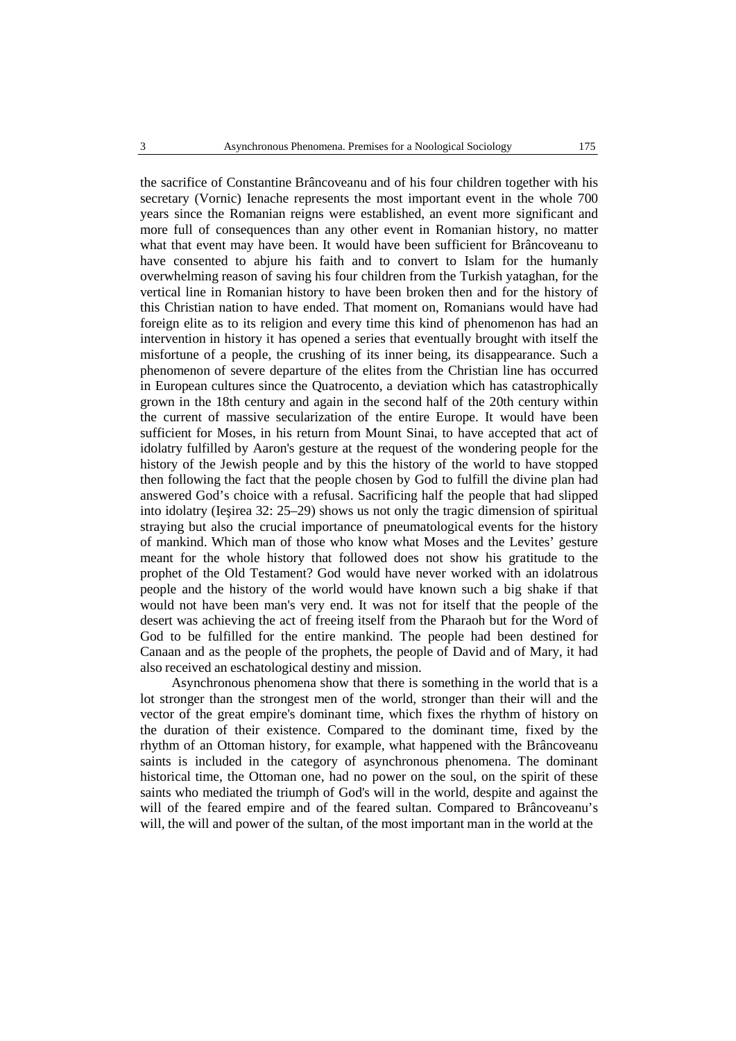the sacrifice of Constantine Brâncoveanu and of his four children together with his secretary (Vornic) Ienache represents the most important event in the whole 700 years since the Romanian reigns were established, an event more significant and more full of consequences than any other event in Romanian history, no matter what that event may have been. It would have been sufficient for Brâncoveanu to have consented to abjure his faith and to convert to Islam for the humanly overwhelming reason of saving his four children from the Turkish yataghan, for the vertical line in Romanian history to have been broken then and for the history of this Christian nation to have ended. That moment on, Romanians would have had foreign elite as to its religion and every time this kind of phenomenon has had an intervention in history it has opened a series that eventually brought with itself the misfortune of a people, the crushing of its inner being, its disappearance. Such a phenomenon of severe departure of the elites from the Christian line has occurred in European cultures since the Quatrocento, a deviation which has catastrophically grown in the 18th century and again in the second half of the 20th century within the current of massive secularization of the entire Europe. It would have been sufficient for Moses, in his return from Mount Sinai, to have accepted that act of idolatry fulfilled by Aaron's gesture at the request of the wondering people for the history of the Jewish people and by this the history of the world to have stopped then following the fact that the people chosen by God to fulfill the divine plan had answered God's choice with a refusal. Sacrificing half the people that had slipped into idolatry (Ieşirea 32: 25–29) shows us not only the tragic dimension of spiritual straying but also the crucial importance of pneumatological events for the history of mankind. Which man of those who know what Moses and the Levites' gesture meant for the whole history that followed does not show his gratitude to the prophet of the Old Testament? God would have never worked with an idolatrous people and the history of the world would have known such a big shake if that would not have been man's very end. It was not for itself that the people of the desert was achieving the act of freeing itself from the Pharaoh but for the Word of God to be fulfilled for the entire mankind. The people had been destined for Canaan and as the people of the prophets, the people of David and of Mary, it had also received an eschatological destiny and mission.

Asynchronous phenomena show that there is something in the world that is a lot stronger than the strongest men of the world, stronger than their will and the vector of the great empire's dominant time, which fixes the rhythm of history on the duration of their existence. Compared to the dominant time, fixed by the rhythm of an Ottoman history, for example, what happened with the Brâncoveanu saints is included in the category of asynchronous phenomena. The dominant historical time, the Ottoman one, had no power on the soul, on the spirit of these saints who mediated the triumph of God's will in the world, despite and against the will of the feared empire and of the feared sultan. Compared to Brâncoveanu's will, the will and power of the sultan, of the most important man in the world at the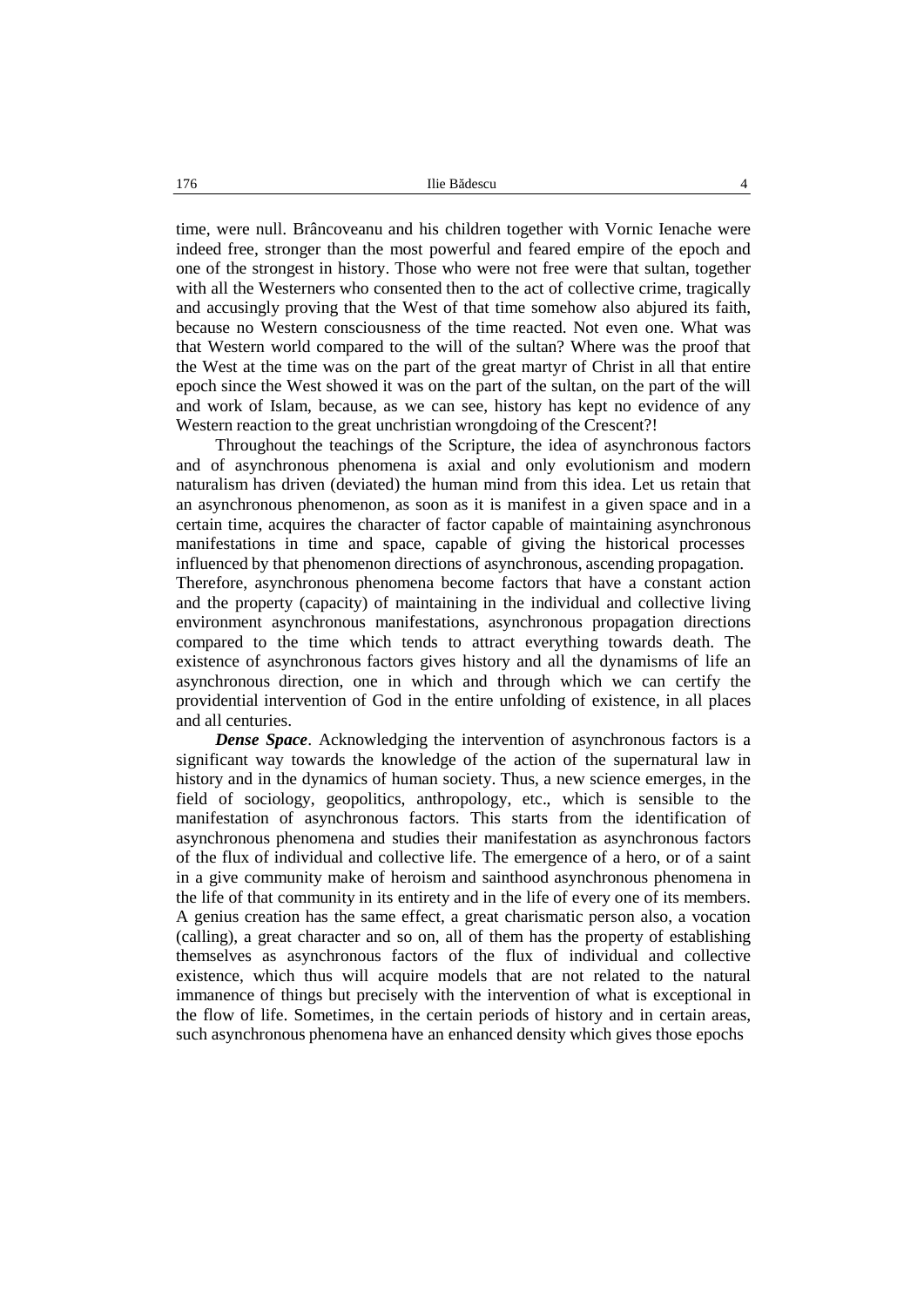time, were null. Brâncoveanu and his children together with Vornic Ienache were indeed free, stronger than the most powerful and feared empire of the epoch and one of the strongest in history. Those who were not free were that sultan, together with all the Westerners who consented then to the act of collective crime, tragically and accusingly proving that the West of that time somehow also abjured its faith, because no Western consciousness of the time reacted. Not even one. What was that Western world compared to the will of the sultan? Where was the proof that the West at the time was on the part of the great martyr of Christ in all that entire epoch since the West showed it was on the part of the sultan, on the part of the will and work of Islam, because, as we can see, history has kept no evidence of any Western reaction to the great unchristian wrongdoing of the Crescent?!

Throughout the teachings of the Scripture, the idea of asynchronous factors and of asynchronous phenomena is axial and only evolutionism and modern naturalism has driven (deviated) the human mind from this idea. Let us retain that an asynchronous phenomenon, as soon as it is manifest in a given space and in a certain time, acquires the character of factor capable of maintaining asynchronous manifestations in time and space, capable of giving the historical processes influenced by that phenomenon directions of asynchronous, ascending propagation. Therefore, asynchronous phenomena become factors that have a constant action and the property (capacity) of maintaining in the individual and collective living environment asynchronous manifestations, asynchronous propagation directions compared to the time which tends to attract everything towards death. The existence of asynchronous factors gives history and all the dynamisms of life an asynchronous direction, one in which and through which we can certify the providential intervention of God in the entire unfolding of existence, in all places and all centuries.

***Dense Space***. Acknowledging the intervention of asynchronous factors is a significant way towards the knowledge of the action of the supernatural law in history and in the dynamics of human society. Thus, a new science emerges, in the field of sociology, geopolitics, anthropology, etc., which is sensible to the manifestation of asynchronous factors. This starts from the identification of asynchronous phenomena and studies their manifestation as asynchronous factors of the flux of individual and collective life. The emergence of a hero, or of a saint in a give community make of heroism and sainthood asynchronous phenomena in the life of that community in its entirety and in the life of every one of its members. A genius creation has the same effect, a great charismatic person also, a vocation (calling), a great character and so on, all of them has the property of establishing themselves as asynchronous factors of the flux of individual and collective existence, which thus will acquire models that are not related to the natural immanence of things but precisely with the intervention of what is exceptional in the flow of life. Sometimes, in the certain periods of history and in certain areas, such asynchronous phenomena have an enhanced density which gives those epochs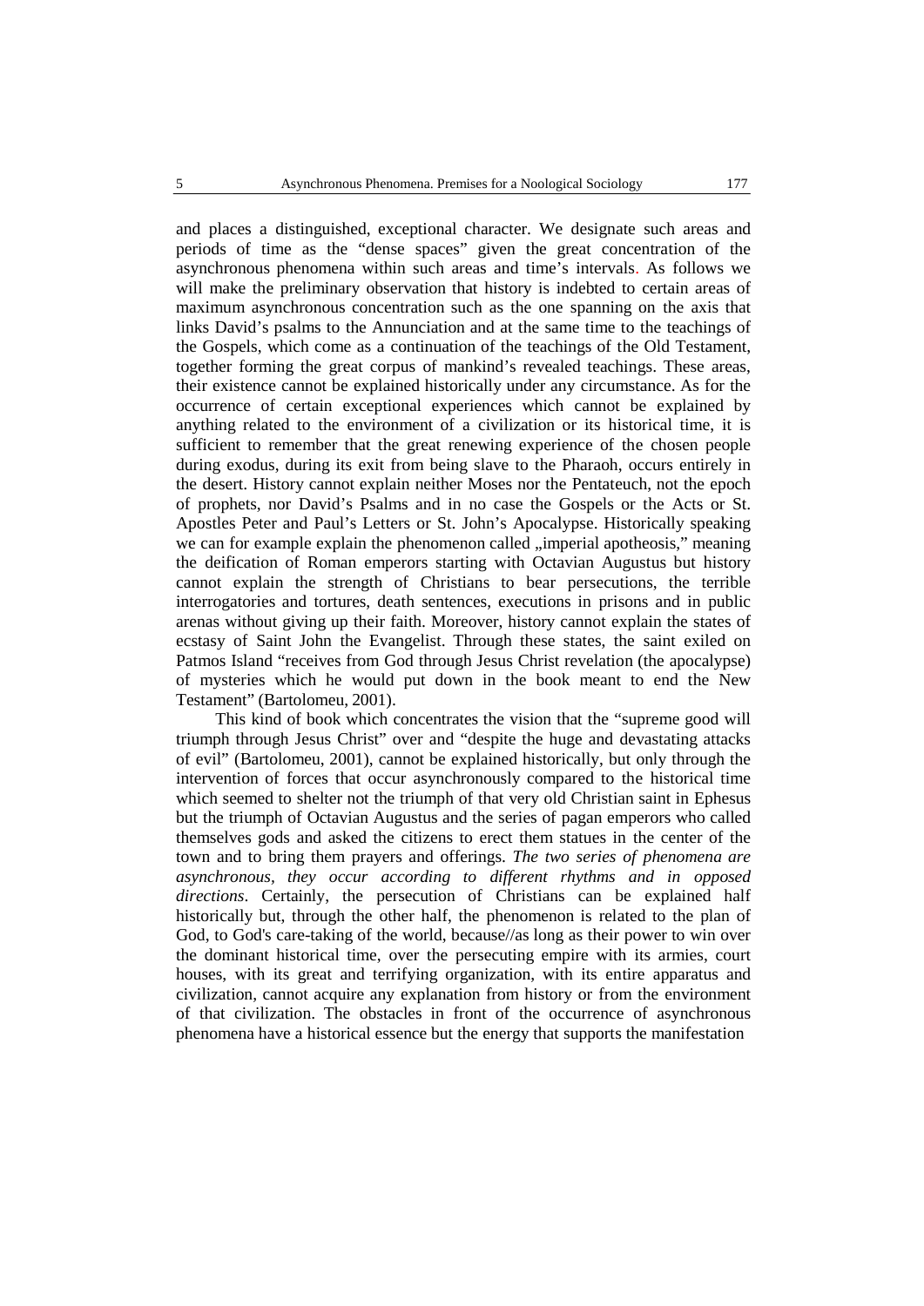and places a distinguished, exceptional character. We designate such areas and periods of time as the "dense spaces" given the great concentration of the asynchronous phenomena within such areas and time's intervals. As follows we will make the preliminary observation that history is indebted to certain areas of maximum asynchronous concentration such as the one spanning on the axis that links David's psalms to the Annunciation and at the same time to the teachings of the Gospels, which come as a continuation of the teachings of the Old Testament, together forming the great corpus of mankind's revealed teachings. These areas, their existence cannot be explained historically under any circumstance. As for the occurrence of certain exceptional experiences which cannot be explained by anything related to the environment of a civilization or its historical time, it is sufficient to remember that the great renewing experience of the chosen people during exodus, during its exit from being slave to the Pharaoh, occurs entirely in the desert. History cannot explain neither Moses nor the Pentateuch, not the epoch of prophets, nor David's Psalms and in no case the Gospels or the Acts or St. Apostles Peter and Paul's Letters or St. John's Apocalypse. Historically speaking we can for example explain the phenomenon called „imperial apotheosis," meaning the deification of Roman emperors starting with Octavian Augustus but history cannot explain the strength of Christians to bear persecutions, the terrible interrogatories and tortures, death sentences, executions in prisons and in public arenas without giving up their faith. Moreover, history cannot explain the states of ecstasy of Saint John the Evangelist. Through these states, the saint exiled on Patmos Island "receives from God through Jesus Christ revelation (the apocalypse) of mysteries which he would put down in the book meant to end the New Testament" (Bartolomeu, 2001).

This kind of book which concentrates the vision that the "supreme good will triumph through Jesus Christ" over and "despite the huge and devastating attacks of evil" (Bartolomeu, 2001), cannot be explained historically, but only through the intervention of forces that occur asynchronously compared to the historical time which seemed to shelter not the triumph of that very old Christian saint in Ephesus but the triumph of Octavian Augustus and the series of pagan emperors who called themselves gods and asked the citizens to erect them statues in the center of the town and to bring them prayers and offerings. *The two series of phenomena are asynchronous, they occur according to different rhythms and in opposed directions*. Certainly, the persecution of Christians can be explained half historically but, through the other half, the phenomenon is related to the plan of God, to God's care-taking of the world, because//as long as their power to win over the dominant historical time, over the persecuting empire with its armies, court houses, with its great and terrifying organization, with its entire apparatus and civilization, cannot acquire any explanation from history or from the environment of that civilization. The obstacles in front of the occurrence of asynchronous phenomena have a historical essence but the energy that supports the manifestation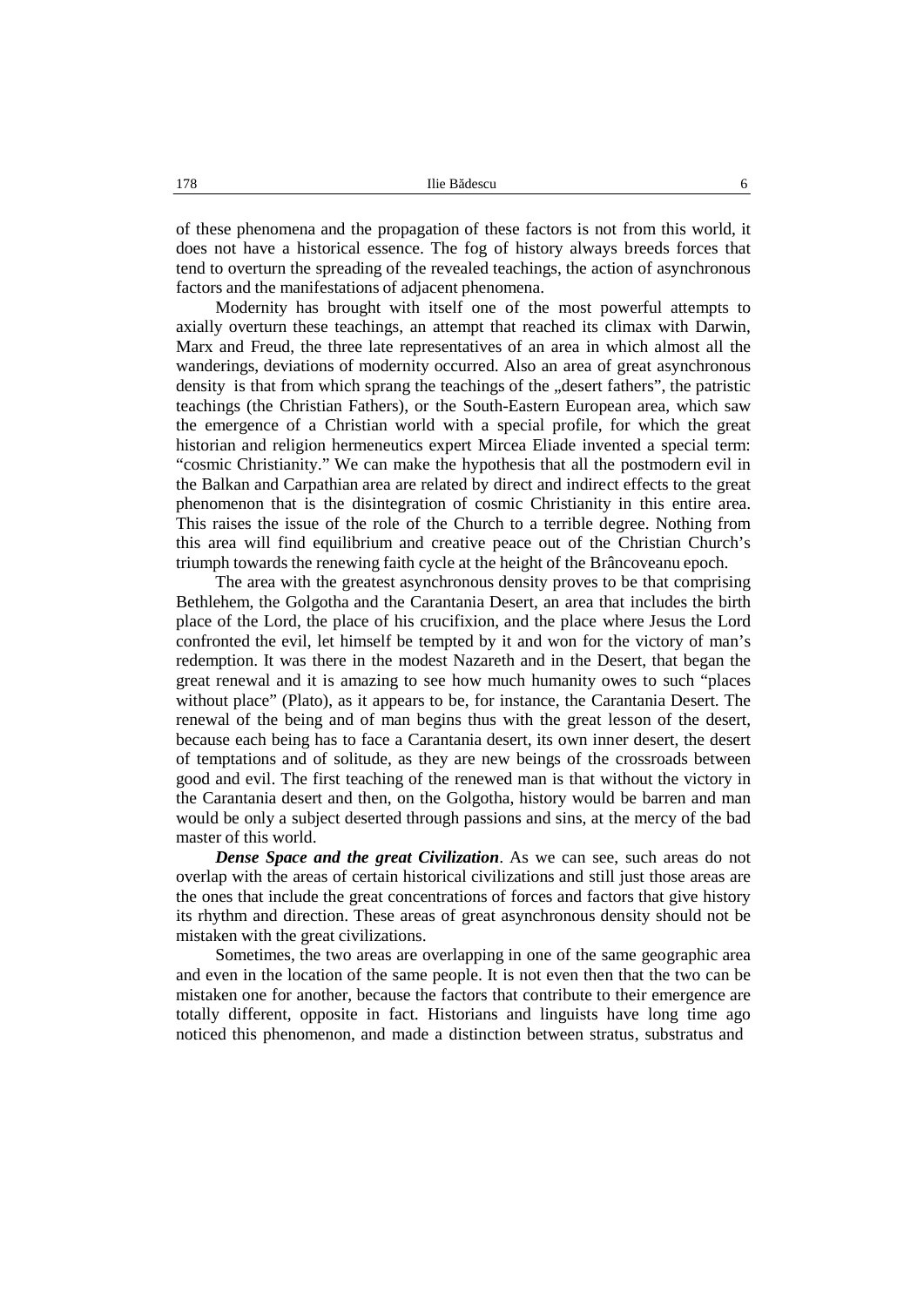of these phenomena and the propagation of these factors is not from this world, it does not have a historical essence. The fog of history always breeds forces that tend to overturn the spreading of the revealed teachings, the action of asynchronous factors and the manifestations of adjacent phenomena.

Modernity has brought with itself one of the most powerful attempts to axially overturn these teachings, an attempt that reached its climax with Darwin, Marx and Freud, the three late representatives of an area in which almost all the wanderings, deviations of modernity occurred. Also an area of great asynchronous density is that from which sprang the teachings of the „desert fathers", the patristic teachings (the Christian Fathers), or the South-Eastern European area, which saw the emergence of a Christian world with a special profile, for which the great historian and religion hermeneutics expert Mircea Eliade invented a special term: "cosmic Christianity." We can make the hypothesis that all the postmodern evil in the Balkan and Carpathian area are related by direct and indirect effects to the great phenomenon that is the disintegration of cosmic Christianity in this entire area. This raises the issue of the role of the Church to a terrible degree. Nothing from this area will find equilibrium and creative peace out of the Christian Church's triumph towards the renewing faith cycle at the height of the Brâncoveanu epoch.

The area with the greatest asynchronous density proves to be that comprising Bethlehem, the Golgotha and the Carantania Desert, an area that includes the birth place of the Lord, the place of his crucifixion, and the place where Jesus the Lord confronted the evil, let himself be tempted by it and won for the victory of man's redemption. It was there in the modest Nazareth and in the Desert, that began the great renewal and it is amazing to see how much humanity owes to such "places without place" (Plato), as it appears to be, for instance, the Carantania Desert. The renewal of the being and of man begins thus with the great lesson of the desert, because each being has to face a Carantania desert, its own inner desert, the desert of temptations and of solitude, as they are new beings of the crossroads between good and evil. The first teaching of the renewed man is that without the victory in the Carantania desert and then, on the Golgotha, history would be barren and man would be only a subject deserted through passions and sins, at the mercy of the bad master of this world.

***Dense Space and the great Civilization***. As we can see, such areas do not overlap with the areas of certain historical civilizations and still just those areas are the ones that include the great concentrations of forces and factors that give history its rhythm and direction. These areas of great asynchronous density should not be mistaken with the great civilizations.

Sometimes, the two areas are overlapping in one of the same geographic area and even in the location of the same people. It is not even then that the two can be mistaken one for another, because the factors that contribute to their emergence are totally different, opposite in fact. Historians and linguists have long time ago noticed this phenomenon, and made a distinction between stratus, substratus and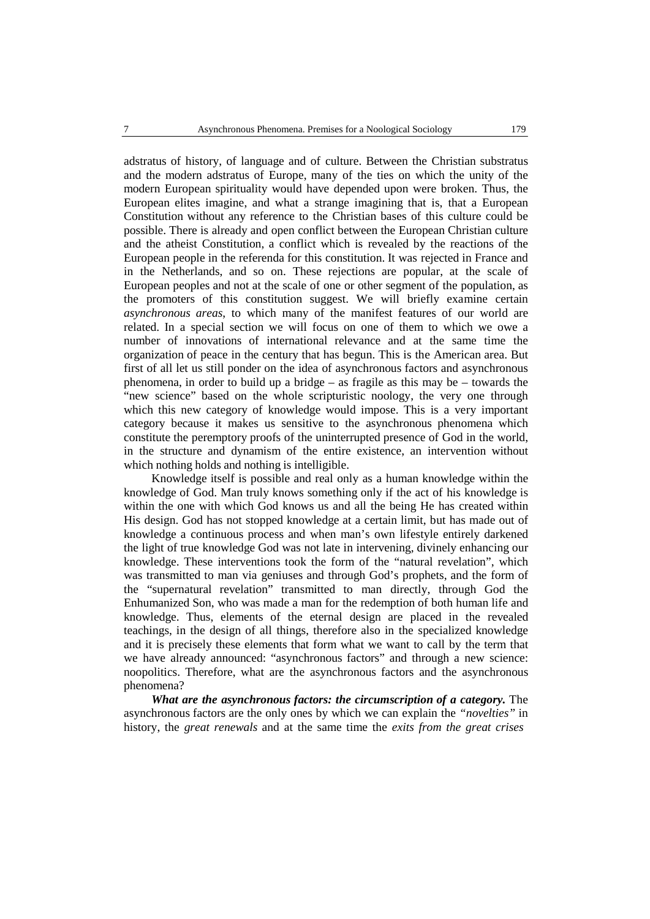adstratus of history, of language and of culture. Between the Christian substratus and the modern adstratus of Europe, many of the ties on which the unity of the modern European spirituality would have depended upon were broken. Thus, the European elites imagine, and what a strange imagining that is, that a European Constitution without any reference to the Christian bases of this culture could be possible. There is already and open conflict between the European Christian culture and the atheist Constitution, a conflict which is revealed by the reactions of the European people in the referenda for this constitution. It was rejected in France and in the Netherlands, and so on. These rejections are popular, at the scale of European peoples and not at the scale of one or other segment of the population, as the promoters of this constitution suggest. We will briefly examine certain *asynchronous areas*, to which many of the manifest features of our world are related. In a special section we will focus on one of them to which we owe a number of innovations of international relevance and at the same time the organization of peace in the century that has begun. This is the American area. But first of all let us still ponder on the idea of asynchronous factors and asynchronous phenomena, in order to build up a bridge – as fragile as this may be – towards the "new science" based on the whole scripturistic noology, the very one through which this new category of knowledge would impose. This is a very important category because it makes us sensitive to the asynchronous phenomena which constitute the peremptory proofs of the uninterrupted presence of God in the world, in the structure and dynamism of the entire existence, an intervention without which nothing holds and nothing is intelligible.

Knowledge itself is possible and real only as a human knowledge within the knowledge of God. Man truly knows something only if the act of his knowledge is within the one with which God knows us and all the being He has created within His design. God has not stopped knowledge at a certain limit, but has made out of knowledge a continuous process and when man's own lifestyle entirely darkened the light of true knowledge God was not late in intervening, divinely enhancing our knowledge. These interventions took the form of the "natural revelation", which was transmitted to man via geniuses and through God's prophets, and the form of the "supernatural revelation" transmitted to man directly, through God the Enhumanized Son, who was made a man for the redemption of both human life and knowledge. Thus, elements of the eternal design are placed in the revealed teachings, in the design of all things, therefore also in the specialized knowledge and it is precisely these elements that form what we want to call by the term that we have already announced: "asynchronous factors" and through a new science: noopolitics. Therefore, what are the asynchronous factors and the asynchronous phenomena?

***What are the asynchronous factors: the circumscription of a category.*** The asynchronous factors are the only ones by which we can explain the *"novelties"* in history, the *great renewals* and at the same time the *exits from the great crises*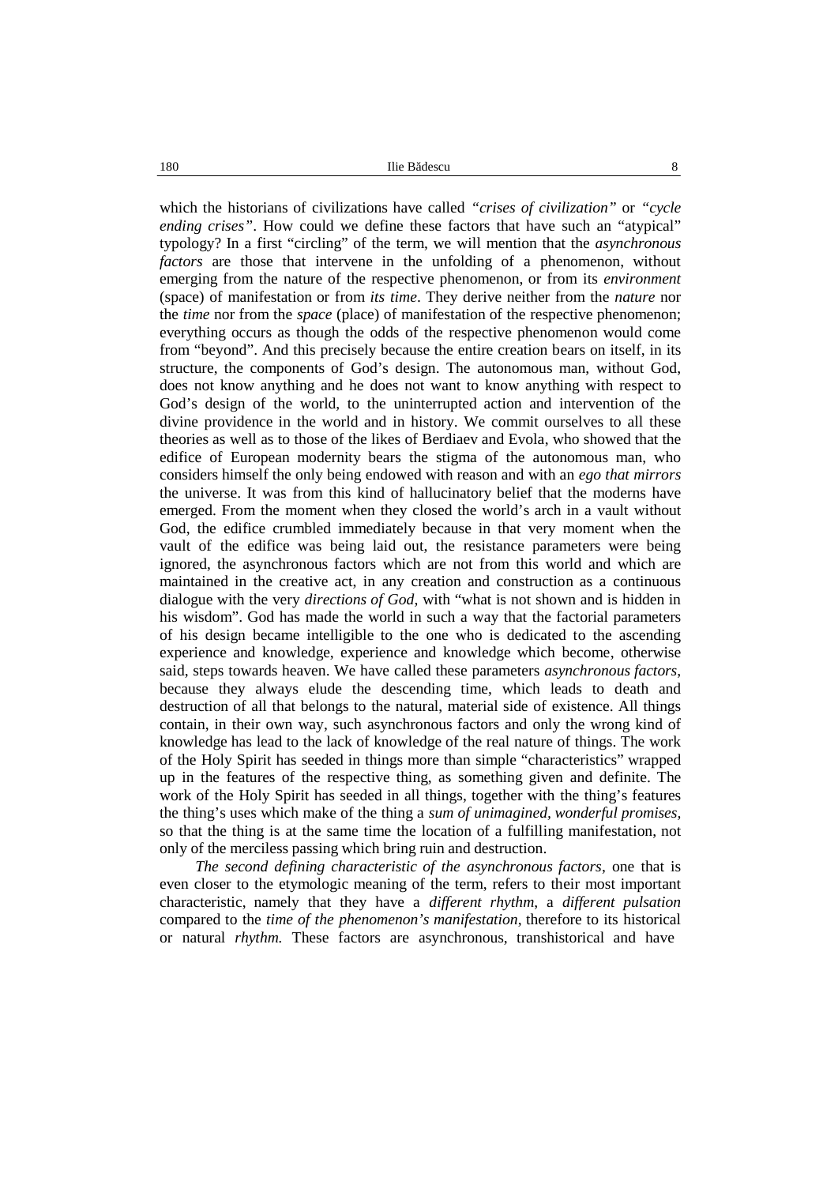which the historians of civilizations have called *"crises of civilization"* or *"cycle ending crises"*. How could we define these factors that have such an "atypical" typology? In a first "circling" of the term, we will mention that the *asynchronous factors* are those that intervene in the unfolding of a phenomenon, without emerging from the nature of the respective phenomenon, or from its *environment* (space) of manifestation or from *its time*. They derive neither from the *nature* nor the *time* nor from the *space* (place) of manifestation of the respective phenomenon; everything occurs as though the odds of the respective phenomenon would come from "beyond". And this precisely because the entire creation bears on itself, in its structure, the components of God's design. The autonomous man, without God, does not know anything and he does not want to know anything with respect to God's design of the world, to the uninterrupted action and intervention of the divine providence in the world and in history. We commit ourselves to all these theories as well as to those of the likes of Berdiaev and Evola, who showed that the edifice of European modernity bears the stigma of the autonomous man, who considers himself the only being endowed with reason and with an *ego that mirrors* the universe. It was from this kind of hallucinatory belief that the moderns have emerged. From the moment when they closed the world's arch in a vault without God, the edifice crumbled immediately because in that very moment when the vault of the edifice was being laid out, the resistance parameters were being ignored, the asynchronous factors which are not from this world and which are maintained in the creative act, in any creation and construction as a continuous dialogue with the very *directions of God*, with "what is not shown and is hidden in his wisdom". God has made the world in such a way that the factorial parameters of his design became intelligible to the one who is dedicated to the ascending experience and knowledge, experience and knowledge which become, otherwise said, steps towards heaven. We have called these parameters *asynchronous factors*, because they always elude the descending time, which leads to death and destruction of all that belongs to the natural, material side of existence. All things contain, in their own way, such asynchronous factors and only the wrong kind of knowledge has lead to the lack of knowledge of the real nature of things. The work of the Holy Spirit has seeded in things more than simple "characteristics" wrapped up in the features of the respective thing, as something given and definite. The work of the Holy Spirit has seeded in all things, together with the thing's features the thing's uses which make of the thing a *sum of unimagined, wonderful promises*, so that the thing is at the same time the location of a fulfilling manifestation, not only of the merciless passing which bring ruin and destruction.

*The second defining characteristic of the asynchronous factors*, one that is even closer to the etymologic meaning of the term, refers to their most important characteristic, namely that they have a *different rhythm*, a *different pulsation* compared to the *time of the phenomenon's manifestation*, therefore to its historical or natural *rhythm.* These factors are asynchronous, transhistorical and have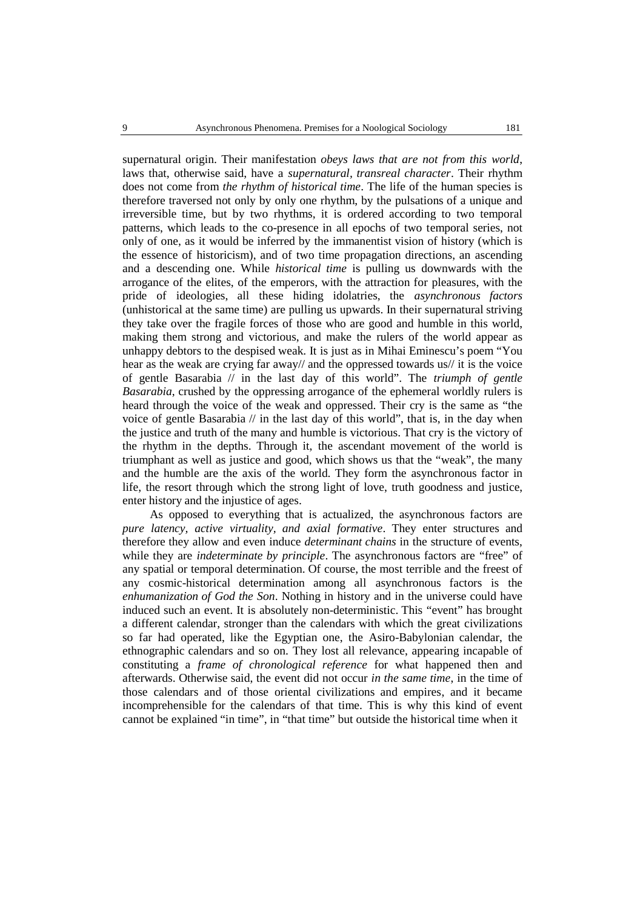supernatural origin. Their manifestation *obeys laws that are not from this world*, laws that, otherwise said, have a *supernatural, transreal character*. Their rhythm does not come from *the rhythm of historical time*. The life of the human species is therefore traversed not only by only one rhythm, by the pulsations of a unique and irreversible time, but by two rhythms, it is ordered according to two temporal patterns, which leads to the co-presence in all epochs of two temporal series, not only of one, as it would be inferred by the immanentist vision of history (which is the essence of historicism), and of two time propagation directions, an ascending and a descending one. While *historical time* is pulling us downwards with the arrogance of the elites, of the emperors, with the attraction for pleasures, with the pride of ideologies, all these hiding idolatries, the *asynchronous factors* (unhistorical at the same time) are pulling us upwards. In their supernatural striving they take over the fragile forces of those who are good and humble in this world, making them strong and victorious, and make the rulers of the world appear as unhappy debtors to the despised weak. It is just as in Mihai Eminescu's poem "You hear as the weak are crying far away// and the oppressed towards us// it is the voice of gentle Basarabia // in the last day of this world". The *triumph of gentle Basarabia*, crushed by the oppressing arrogance of the ephemeral worldly rulers is heard through the voice of the weak and oppressed. Their cry is the same as "the voice of gentle Basarabia // in the last day of this world", that is, in the day when the justice and truth of the many and humble is victorious. That cry is the victory of the rhythm in the depths. Through it, the ascendant movement of the world is triumphant as well as justice and good, which shows us that the "weak", the many and the humble are the axis of the world. They form the asynchronous factor in life, the resort through which the strong light of love, truth goodness and justice, enter history and the injustice of ages.

As opposed to everything that is actualized, the asynchronous factors are *pure latency, active virtuality, and axial formative*. They enter structures and therefore they allow and even induce *determinant chains* in the structure of events, while they are *indeterminate by principle*. The asynchronous factors are "free" of any spatial or temporal determination. Of course, the most terrible and the freest of any cosmic-historical determination among all asynchronous factors is the *enhumanization of God the Son*. Nothing in history and in the universe could have induced such an event. It is absolutely non-deterministic. This "event" has brought a different calendar, stronger than the calendars with which the great civilizations so far had operated, like the Egyptian one, the Asiro-Babylonian calendar, the ethnographic calendars and so on. They lost all relevance, appearing incapable of constituting a *frame of chronological reference* for what happened then and afterwards. Otherwise said, the event did not occur *in the same time*, in the time of those calendars and of those oriental civilizations and empires, and it became incomprehensible for the calendars of that time. This is why this kind of event cannot be explained "in time", in "that time" but outside the historical time when it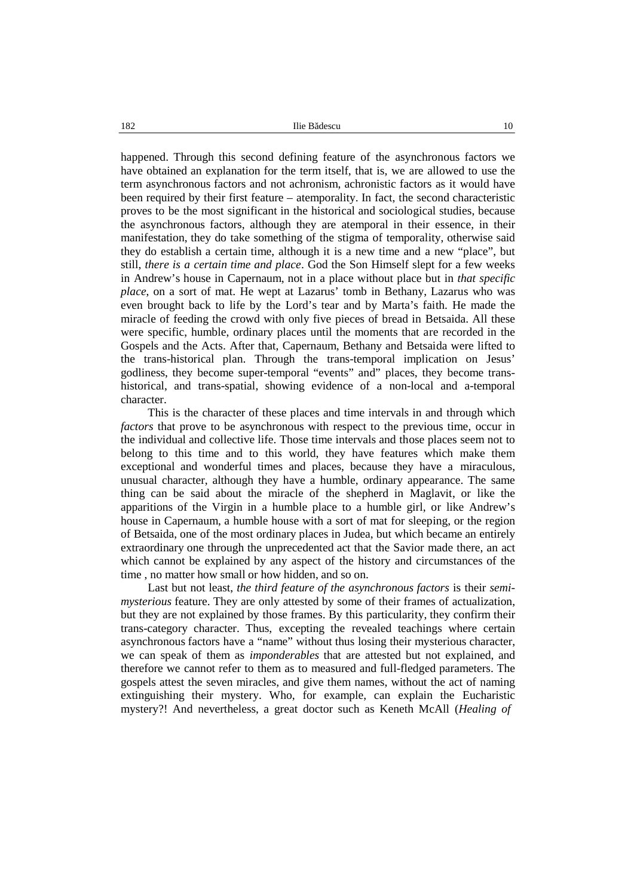happened. Through this second defining feature of the asynchronous factors we have obtained an explanation for the term itself, that is, we are allowed to use the term asynchronous factors and not achronism, achronistic factors as it would have been required by their first feature – atemporality. In fact, the second characteristic proves to be the most significant in the historical and sociological studies, because the asynchronous factors, although they are atemporal in their essence, in their manifestation, they do take something of the stigma of temporality, otherwise said they do establish a certain time, although it is a new time and a new "place", but still, *there is a certain time and place*. God the Son Himself slept for a few weeks in Andrew's house in Capernaum, not in a place without place but in *that specific place*, on a sort of mat. He wept at Lazarus' tomb in Bethany, Lazarus who was even brought back to life by the Lord's tear and by Marta's faith. He made the miracle of feeding the crowd with only five pieces of bread in Betsaida. All these were specific, humble, ordinary places until the moments that are recorded in the Gospels and the Acts. After that, Capernaum, Bethany and Betsaida were lifted to the trans-historical plan. Through the trans-temporal implication on Jesus' godliness, they become super-temporal "events" and" places, they become trans-historical, and trans-spatial, showing evidence of a non-local and a-temporal character.

This is the character of these places and time intervals in and through which *factors* that prove to be asynchronous with respect to the previous time, occur in the individual and collective life. Those time intervals and those places seem not to belong to this time and to this world, they have features which make them exceptional and wonderful times and places, because they have a miraculous, unusual character, although they have a humble, ordinary appearance. The same thing can be said about the miracle of the shepherd in Maglavit, or like the apparitions of the Virgin in a humble place to a humble girl, or like Andrew's house in Capernaum, a humble house with a sort of mat for sleeping, or the region of Betsaida, one of the most ordinary places in Judea, but which became an entirely extraordinary one through the unprecedented act that the Savior made there, an act which cannot be explained by any aspect of the history and circumstances of the time , no matter how small or how hidden, and so on.

Last but not least, *the third feature of the asynchronous factors* is their *semi-mysterious* feature. They are only attested by some of their frames of actualization, but they are not explained by those frames. By this particularity, they confirm their trans-category character. Thus, excepting the revealed teachings where certain asynchronous factors have a "name" without thus losing their mysterious character, we can speak of them as *imponderables* that are attested but not explained, and therefore we cannot refer to them as to measured and full-fledged parameters. The gospels attest the seven miracles, and give them names, without the act of naming extinguishing their mystery. Who, for example, can explain the Eucharistic mystery?! And nevertheless, a great doctor such as Keneth McAll (*Healing of*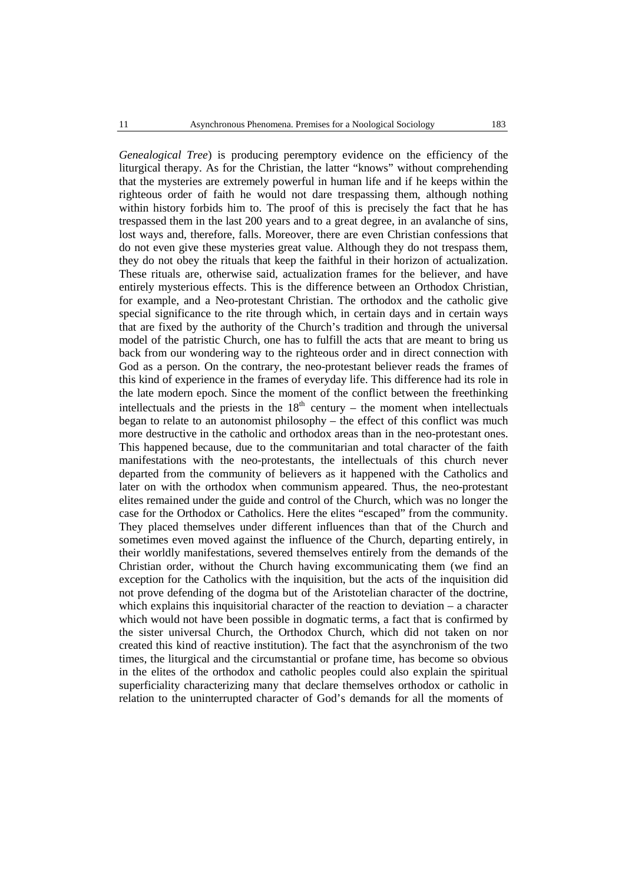*Genealogical Tree*) is producing peremptory evidence on the efficiency of the liturgical therapy. As for the Christian, the latter "knows" without comprehending that the mysteries are extremely powerful in human life and if he keeps within the righteous order of faith he would not dare trespassing them, although nothing within history forbids him to. The proof of this is precisely the fact that he has trespassed them in the last 200 years and to a great degree, in an avalanche of sins, lost ways and, therefore, falls. Moreover, there are even Christian confessions that do not even give these mysteries great value. Although they do not trespass them, they do not obey the rituals that keep the faithful in their horizon of actualization. These rituals are, otherwise said, actualization frames for the believer, and have entirely mysterious effects. This is the difference between an Orthodox Christian, for example, and a Neo-protestant Christian. The orthodox and the catholic give special significance to the rite through which, in certain days and in certain ways that are fixed by the authority of the Church's tradition and through the universal model of the patristic Church, one has to fulfill the acts that are meant to bring us back from our wondering way to the righteous order and in direct connection with God as a person. On the contrary, the neo-protestant believer reads the frames of this kind of experience in the frames of everyday life. This difference had its role in the late modern epoch. Since the moment of the conflict between the freethinking intellectuals and the priests in the 18th century – the moment when intellectuals began to relate to an autonomist philosophy – the effect of this conflict was much more destructive in the catholic and orthodox areas than in the neo-protestant ones. This happened because, due to the communitarian and total character of the faith manifestations with the neo-protestants, the intellectuals of this church never departed from the community of believers as it happened with the Catholics and later on with the orthodox when communism appeared. Thus, the neo-protestant elites remained under the guide and control of the Church, which was no longer the case for the Orthodox or Catholics. Here the elites "escaped" from the community. They placed themselves under different influences than that of the Church and sometimes even moved against the influence of the Church, departing entirely, in their worldly manifestations, severed themselves entirely from the demands of the Christian order, without the Church having excommunicating them (we find an exception for the Catholics with the inquisition, but the acts of the inquisition did not prove defending of the dogma but of the Aristotelian character of the doctrine, which explains this inquisitorial character of the reaction to deviation – a character which would not have been possible in dogmatic terms, a fact that is confirmed by the sister universal Church, the Orthodox Church, which did not taken on nor created this kind of reactive institution). The fact that the asynchronism of the two times, the liturgical and the circumstantial or profane time, has become so obvious in the elites of the orthodox and catholic peoples could also explain the spiritual superficiality characterizing many that declare themselves orthodox or catholic in relation to the uninterrupted character of God's demands for all the moments of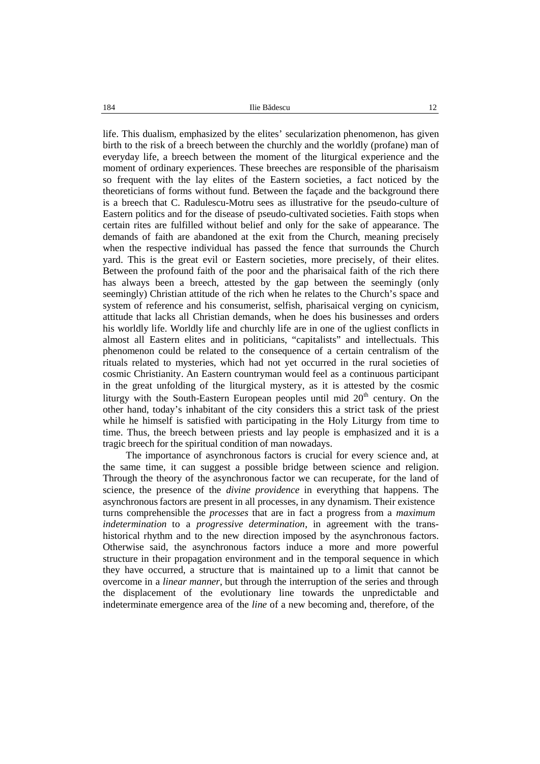life. This dualism, emphasized by the elites' secularization phenomenon, has given birth to the risk of a breech between the churchly and the worldly (profane) man of everyday life, a breech between the moment of the liturgical experience and the moment of ordinary experiences. These breeches are responsible of the pharisaism so frequent with the lay elites of the Eastern societies, a fact noticed by the theoreticians of forms without fund. Between the façade and the background there is a breech that C. Radulescu-Motru sees as illustrative for the pseudo-culture of Eastern politics and for the disease of pseudo-cultivated societies. Faith stops when certain rites are fulfilled without belief and only for the sake of appearance. The demands of faith are abandoned at the exit from the Church, meaning precisely when the respective individual has passed the fence that surrounds the Church yard. This is the great evil or Eastern societies, more precisely, of their elites. Between the profound faith of the poor and the pharisaical faith of the rich there has always been a breech, attested by the gap between the seemingly (only seemingly) Christian attitude of the rich when he relates to the Church's space and system of reference and his consumerist, selfish, pharisaical verging on cynicism, attitude that lacks all Christian demands, when he does his businesses and orders his worldly life. Worldly life and churchly life are in one of the ugliest conflicts in almost all Eastern elites and in politicians, "capitalists" and intellectuals. This phenomenon could be related to the consequence of a certain centralism of the rituals related to mysteries, which had not yet occurred in the rural societies of cosmic Christianity. An Eastern countryman would feel as a continuous participant in the great unfolding of the liturgical mystery, as it is attested by the cosmic liturgy with the South-Eastern European peoples until mid 20th century. On the other hand, today's inhabitant of the city considers this a strict task of the priest while he himself is satisfied with participating in the Holy Liturgy from time to time. Thus, the breech between priests and lay people is emphasized and it is a tragic breech for the spiritual condition of man nowadays.

The importance of asynchronous factors is crucial for every science and, at the same time, it can suggest a possible bridge between science and religion. Through the theory of the asynchronous factor we can recuperate, for the land of science, the presence of the *divine providence* in everything that happens. The asynchronous factors are present in all processes, in any dynamism. Their existence turns comprehensible the *processes* that are in fact a progress from a *maximum indetermination* to a *progressive determination*, in agreement with the trans-historical rhythm and to the new direction imposed by the asynchronous factors. Otherwise said, the asynchronous factors induce a more and more powerful structure in their propagation environment and in the temporal sequence in which they have occurred, a structure that is maintained up to a limit that cannot be overcome in a *linear manner*, but through the interruption of the series and through the displacement of the evolutionary line towards the unpredictable and indeterminate emergence area of the *line* of a new becoming and, therefore, of the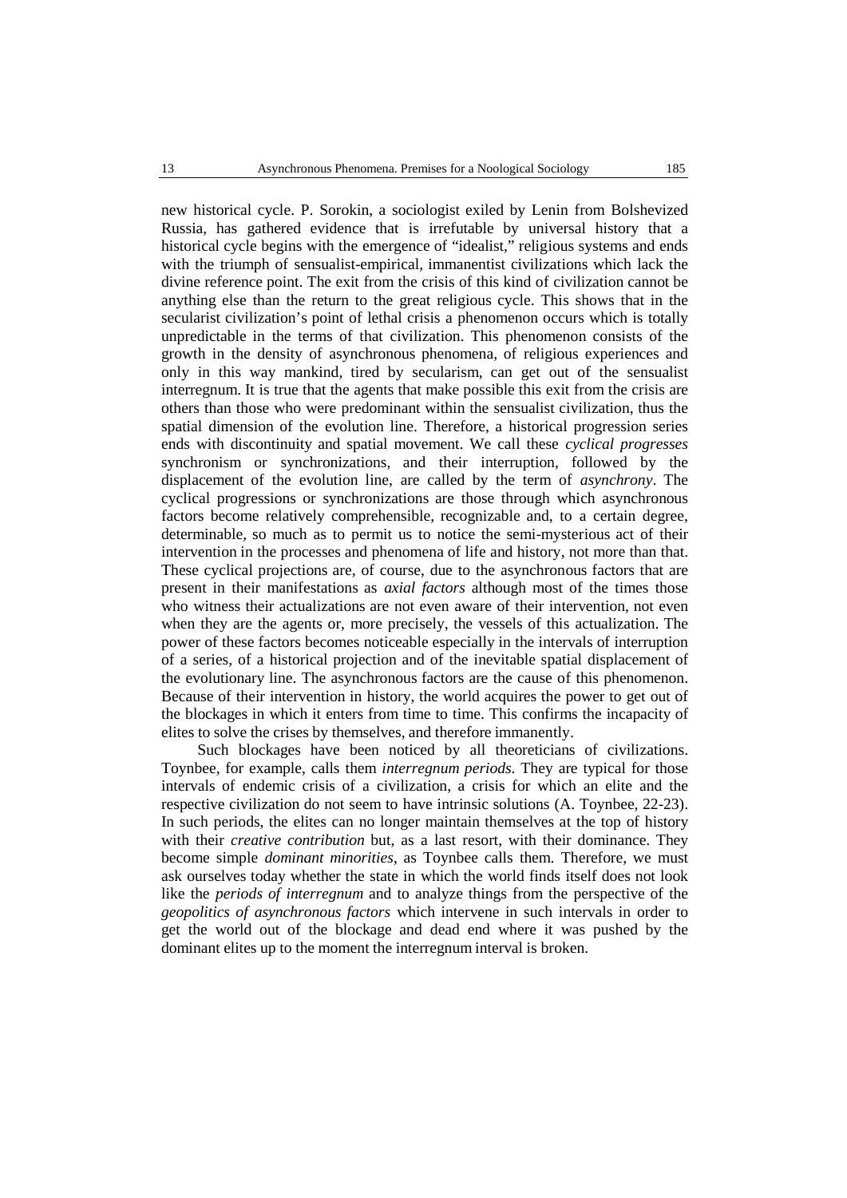new historical cycle. P. Sorokin, a sociologist exiled by Lenin from Bolshevized Russia, has gathered evidence that is irrefutable by universal history that a historical cycle begins with the emergence of "idealist," religious systems and ends with the triumph of sensualist-empirical, immanentist civilizations which lack the divine reference point. The exit from the crisis of this kind of civilization cannot be anything else than the return to the great religious cycle. This shows that in the secularist civilization's point of lethal crisis a phenomenon occurs which is totally unpredictable in the terms of that civilization. This phenomenon consists of the growth in the density of asynchronous phenomena, of religious experiences and only in this way mankind, tired by secularism, can get out of the sensualist interregnum. It is true that the agents that make possible this exit from the crisis are others than those who were predominant within the sensualist civilization, thus the spatial dimension of the evolution line. Therefore, a historical progression series ends with discontinuity and spatial movement. We call these *cyclical progresses* synchronism or synchronizations, and their interruption, followed by the displacement of the evolution line, are called by the term of *asynchrony*. The cyclical progressions or synchronizations are those through which asynchronous factors become relatively comprehensible, recognizable and, to a certain degree, determinable, so much as to permit us to notice the semi-mysterious act of their intervention in the processes and phenomena of life and history, not more than that. These cyclical projections are, of course, due to the asynchronous factors that are present in their manifestations as *axial factors* although most of the times those who witness their actualizations are not even aware of their intervention, not even when they are the agents or, more precisely, the vessels of this actualization. The power of these factors becomes noticeable especially in the intervals of interruption of a series, of a historical projection and of the inevitable spatial displacement of the evolutionary line. The asynchronous factors are the cause of this phenomenon. Because of their intervention in history, the world acquires the power to get out of the blockages in which it enters from time to time. This confirms the incapacity of elites to solve the crises by themselves, and therefore immanently.

Such blockages have been noticed by all theoreticians of civilizations. Toynbee, for example, calls them *interregnum periods*. They are typical for those intervals of endemic crisis of a civilization, a crisis for which an elite and the respective civilization do not seem to have intrinsic solutions (A. Toynbee, 22-23). In such periods, the elites can no longer maintain themselves at the top of history with their *creative contribution* but, as a last resort, with their dominance. They become simple *dominant minorities*, as Toynbee calls them. Therefore, we must ask ourselves today whether the state in which the world finds itself does not look like the *periods of interregnum* and to analyze things from the perspective of the *geopolitics of asynchronous factors* which intervene in such intervals in order to get the world out of the blockage and dead end where it was pushed by the dominant elites up to the moment the interregnum interval is broken.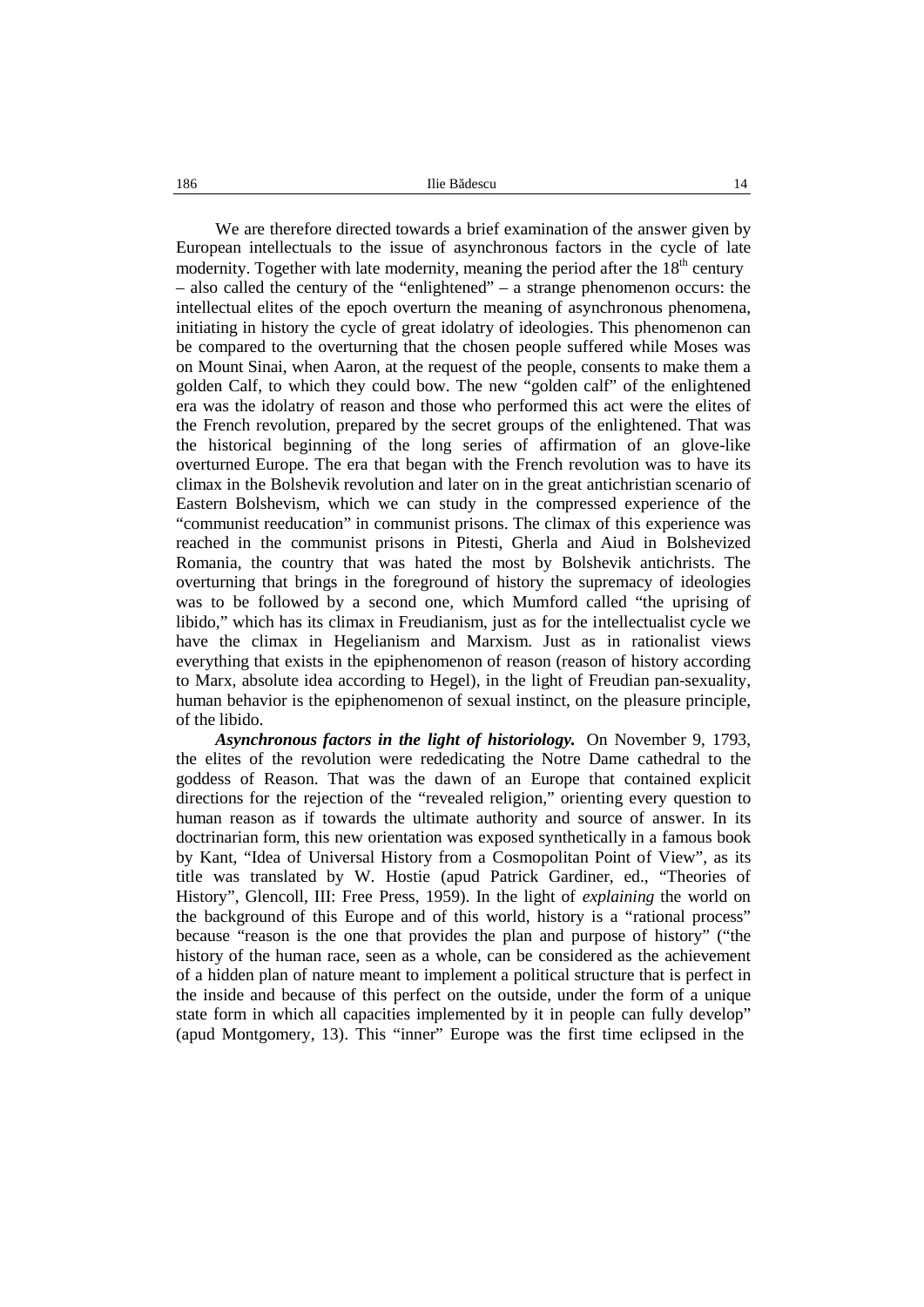We are therefore directed towards a brief examination of the answer given by European intellectuals to the issue of asynchronous factors in the cycle of late modernity. Together with late modernity, meaning the period after the $18^{th}$ century – also called the century of the "enlightened" – a strange phenomenon occurs: the intellectual elites of the epoch overturn the meaning of asynchronous phenomena, initiating in history the cycle of great idolatry of ideologies. This phenomenon can be compared to the overturning that the chosen people suffered while Moses was on Mount Sinai, when Aaron, at the request of the people, consents to make them a golden Calf, to which they could bow. The new "golden calf" of the enlightened era was the idolatry of reason and those who performed this act were the elites of the French revolution, prepared by the secret groups of the enlightened. That was the historical beginning of the long series of affirmation of an glove-like overturned Europe. The era that began with the French revolution was to have its climax in the Bolshevik revolution and later on in the great antichristian scenario of Eastern Bolshevism, which we can study in the compressed experience of the "communist reeducation" in communist prisons. The climax of this experience was reached in the communist prisons in Pitesti, Gherla and Aiud in Bolshevized Romania, the country that was hated the most by Bolshevik antichrists. The overturning that brings in the foreground of history the supremacy of ideologies was to be followed by a second one, which Mumford called "the uprising of libido," which has its climax in Freudianism, just as for the intellectualist cycle we have the climax in Hegelianism and Marxism. Just as in rationalist views everything that exists in the epiphenomenon of reason (reason of history according to Marx, absolute idea according to Hegel), in the light of Freudian pan-sexuality, human behavior is the epiphenomenon of sexual instinct, on the pleasure principle, of the libido.

***Asynchronous factors in the light of historiology.*** On November 9, 1793, the elites of the revolution were rededicating the Notre Dame cathedral to the goddess of Reason. That was the dawn of an Europe that contained explicit directions for the rejection of the "revealed religion," orienting every question to human reason as if towards the ultimate authority and source of answer. In its doctrinarian form, this new orientation was exposed synthetically in a famous book by Kant, "Idea of Universal History from a Cosmopolitan Point of View", as its title was translated by W. Hostie (apud Patrick Gardiner, ed., "Theories of History", Glencoll, III: Free Press, 1959). In the light of *explaining* the world on the background of this Europe and of this world, history is a "rational process" because "reason is the one that provides the plan and purpose of history" ("the history of the human race, seen as a whole, can be considered as the achievement of a hidden plan of nature meant to implement a political structure that is perfect in the inside and because of this perfect on the outside, under the form of a unique state form in which all capacities implemented by it in people can fully develop" (apud Montgomery, 13). This "inner" Europe was the first time eclipsed in the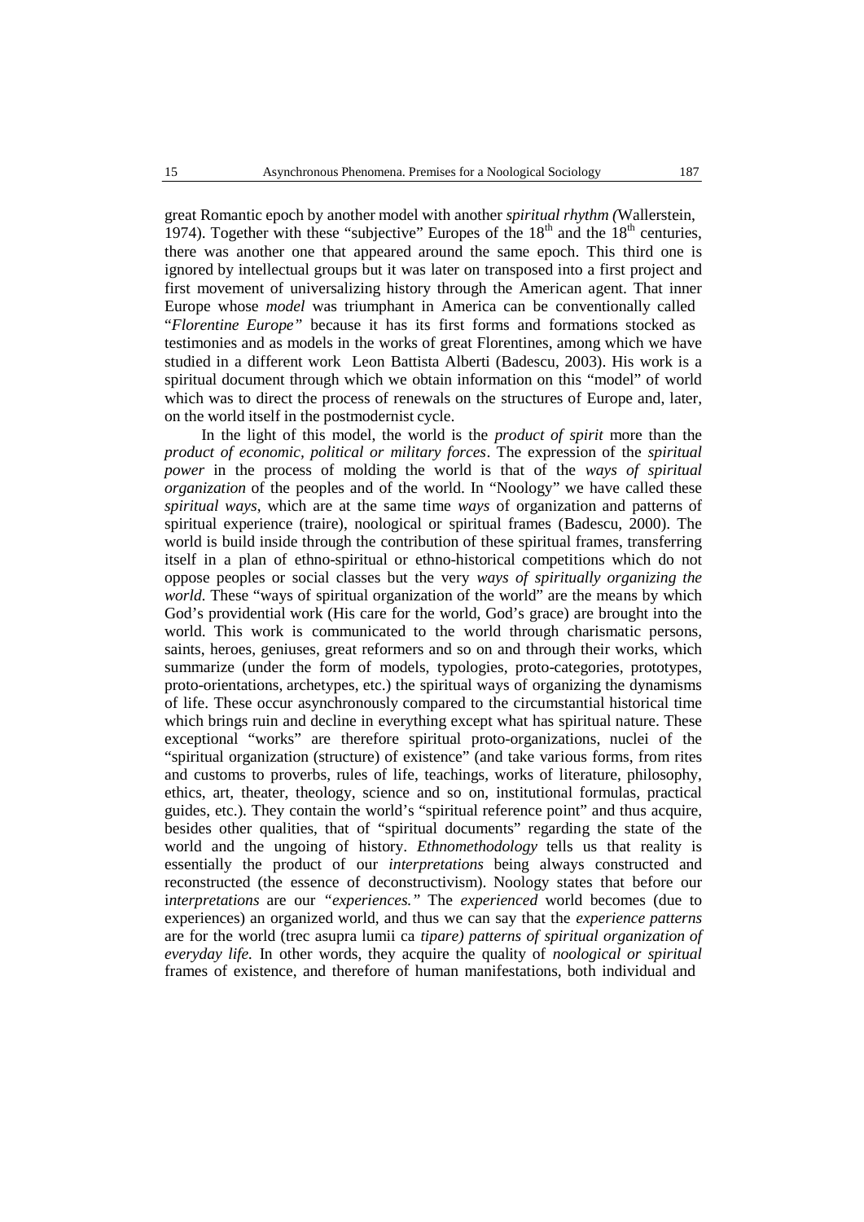great Romantic epoch by another model with another *spiritual rhythm (*Wallerstein, 1974). Together with these "subjective" Europes of the 18th and the 18th centuries, there was another one that appeared around the same epoch. This third one is ignored by intellectual groups but it was later on transposed into a first project and first movement of universalizing history through the American agent. That inner Europe whose *model* was triumphant in America can be conventionally called "*Florentine Europe"* because it has its first forms and formations stocked as testimonies and as models in the works of great Florentines, among which we have studied in a different work Leon Battista Alberti (Badescu, 2003). His work is a spiritual document through which we obtain information on this "model" of world which was to direct the process of renewals on the structures of Europe and, later, on the world itself in the postmodernist cycle.

In the light of this model, the world is the *product of spirit* more than the *product of economic, political or military forces*. The expression of the *spiritual power* in the process of molding the world is that of the *ways of spiritual organization* of the peoples and of the world. In "Noology" we have called these *spiritual ways*, which are at the same time *ways* of organization and patterns of spiritual experience (traire), noological or spiritual frames (Badescu, 2000). The world is build inside through the contribution of these spiritual frames, transferring itself in a plan of ethno-spiritual or ethno-historical competitions which do not oppose peoples or social classes but the very *ways of spiritually organizing the world.* These "ways of spiritual organization of the world" are the means by which God's providential work (His care for the world, God's grace) are brought into the world. This work is communicated to the world through charismatic persons, saints, heroes, geniuses, great reformers and so on and through their works, which summarize (under the form of models, typologies, proto-categories, prototypes, proto-orientations, archetypes, etc.) the spiritual ways of organizing the dynamisms of life. These occur asynchronously compared to the circumstantial historical time which brings ruin and decline in everything except what has spiritual nature. These exceptional "works" are therefore spiritual proto-organizations, nuclei of the "spiritual organization (structure) of existence" (and take various forms, from rites and customs to proverbs, rules of life, teachings, works of literature, philosophy, ethics, art, theater, theology, science and so on, institutional formulas, practical guides, etc.). They contain the world's "spiritual reference point" and thus acquire, besides other qualities, that of "spiritual documents" regarding the state of the world and the ungoing of history. *Ethnomethodology* tells us that reality is essentially the product of our *interpretations* being always constructed and reconstructed (the essence of deconstructivism). Noology states that before our i*nterpretations* are our *"experiences."* The *experienced* world becomes (due to experiences) an organized world, and thus we can say that the *experience patterns* are for the world (trec asupra lumii ca *tipare) patterns of spiritual organization of everyday life.* In other words, they acquire the quality of *noological or spiritual* frames of existence, and therefore of human manifestations, both individual and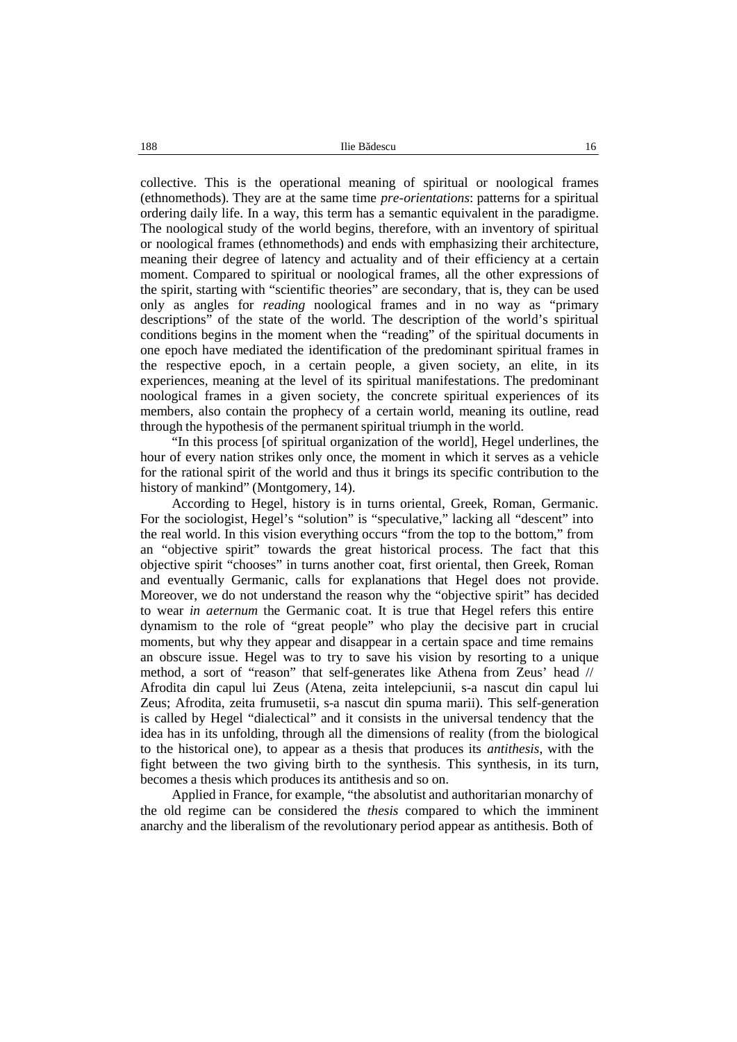collective. This is the operational meaning of spiritual or noological frames (ethnomethods). They are at the same time *pre-orientations*: patterns for a spiritual ordering daily life. In a way, this term has a semantic equivalent in the paradigme. The noological study of the world begins, therefore, with an inventory of spiritual or noological frames (ethnomethods) and ends with emphasizing their architecture, meaning their degree of latency and actuality and of their efficiency at a certain moment. Compared to spiritual or noological frames, all the other expressions of the spirit, starting with "scientific theories" are secondary, that is, they can be used only as angles for *reading* noological frames and in no way as "primary descriptions" of the state of the world. The description of the world's spiritual conditions begins in the moment when the "reading" of the spiritual documents in one epoch have mediated the identification of the predominant spiritual frames in the respective epoch, in a certain people, a given society, an elite, in its experiences, meaning at the level of its spiritual manifestations. The predominant noological frames in a given society, the concrete spiritual experiences of its members, also contain the prophecy of a certain world, meaning its outline, read through the hypothesis of the permanent spiritual triumph in the world.

"In this process [of spiritual organization of the world], Hegel underlines, the hour of every nation strikes only once, the moment in which it serves as a vehicle for the rational spirit of the world and thus it brings its specific contribution to the history of mankind" (Montgomery, 14).

According to Hegel, history is in turns oriental, Greek, Roman, Germanic. For the sociologist, Hegel's "solution" is "speculative," lacking all "descent" into the real world. In this vision everything occurs "from the top to the bottom," from an "objective spirit" towards the great historical process. The fact that this objective spirit "chooses" in turns another coat, first oriental, then Greek, Roman and eventually Germanic, calls for explanations that Hegel does not provide. Moreover, we do not understand the reason why the "objective spirit" has decided to wear *in aeternum* the Germanic coat. It is true that Hegel refers this entire dynamism to the role of "great people" who play the decisive part in crucial moments, but why they appear and disappear in a certain space and time remains an obscure issue. Hegel was to try to save his vision by resorting to a unique method, a sort of "reason" that self-generates like Athena from Zeus' head // Afrodita din capul lui Zeus (Atena, zeita intelepciunii, s-a nascut din capul lui Zeus; Afrodita, zeita frumusetii, s-a nascut din spuma marii). This self-generation is called by Hegel "dialectical" and it consists in the universal tendency that the idea has in its unfolding, through all the dimensions of reality (from the biological to the historical one), to appear as a thesis that produces its *antithesis*, with the fight between the two giving birth to the synthesis. This synthesis, in its turn, becomes a thesis which produces its antithesis and so on.

Applied in France, for example, "the absolutist and authoritarian monarchy of the old regime can be considered the *thesis* compared to which the imminent anarchy and the liberalism of the revolutionary period appear as antithesis. Both of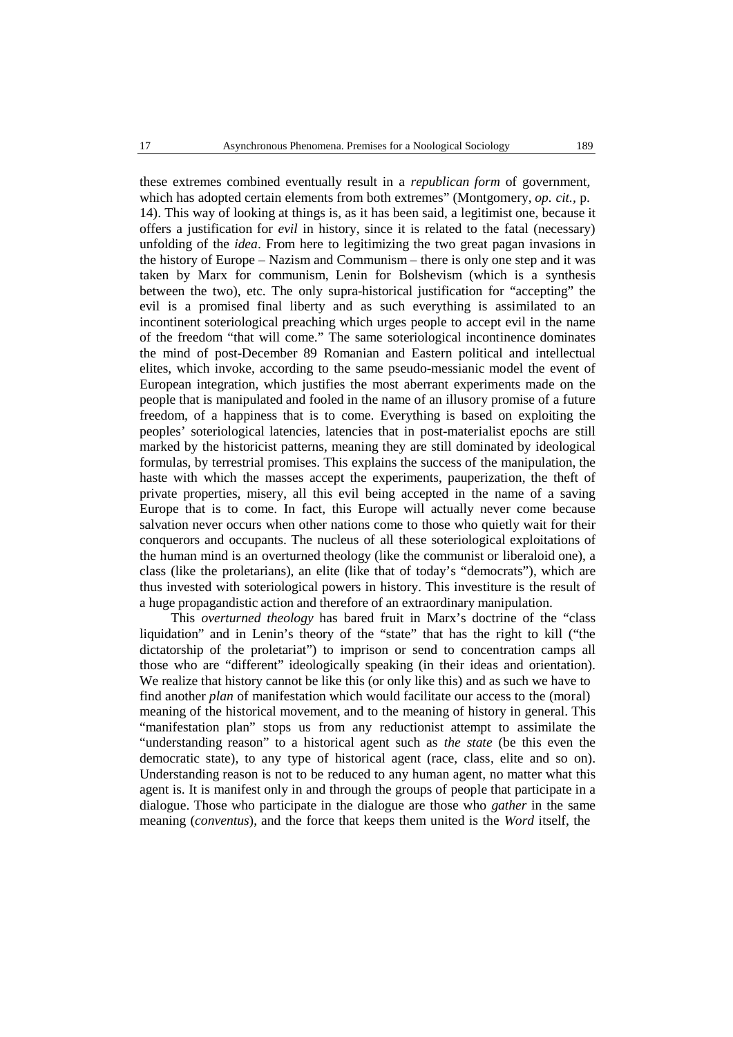these extremes combined eventually result in a *republican form* of government, which has adopted certain elements from both extremes" (Montgomery, *op. cit.*, p. 14). This way of looking at things is, as it has been said, a legitimist one, because it offers a justification for *evil* in history, since it is related to the fatal (necessary) unfolding of the *idea*. From here to legitimizing the two great pagan invasions in the history of Europe – Nazism and Communism – there is only one step and it was taken by Marx for communism, Lenin for Bolshevism (which is a synthesis between the two), etc. The only supra-historical justification for "accepting" the evil is a promised final liberty and as such everything is assimilated to an incontinent soteriological preaching which urges people to accept evil in the name of the freedom "that will come." The same soteriological incontinence dominates the mind of post-December 89 Romanian and Eastern political and intellectual elites, which invoke, according to the same pseudo-messianic model the event of European integration, which justifies the most aberrant experiments made on the people that is manipulated and fooled in the name of an illusory promise of a future freedom, of a happiness that is to come. Everything is based on exploiting the peoples' soteriological latencies, latencies that in post-materialist epochs are still marked by the historicist patterns, meaning they are still dominated by ideological formulas, by terrestrial promises. This explains the success of the manipulation, the haste with which the masses accept the experiments, pauperization, the theft of private properties, misery, all this evil being accepted in the name of a saving Europe that is to come. In fact, this Europe will actually never come because salvation never occurs when other nations come to those who quietly wait for their conquerors and occupants. The nucleus of all these soteriological exploitations of the human mind is an overturned theology (like the communist or liberaloid one), a class (like the proletarians), an elite (like that of today's "democrats"), which are thus invested with soteriological powers in history. This investiture is the result of a huge propagandistic action and therefore of an extraordinary manipulation.

This *overturned theology* has bared fruit in Marx's doctrine of the "class liquidation" and in Lenin's theory of the "state" that has the right to kill ("the dictatorship of the proletariat") to imprison or send to concentration camps all those who are "different" ideologically speaking (in their ideas and orientation). We realize that history cannot be like this (or only like this) and as such we have to find another *plan* of manifestation which would facilitate our access to the (moral) meaning of the historical movement, and to the meaning of history in general. This "manifestation plan" stops us from any reductionist attempt to assimilate the "understanding reason" to a historical agent such as *the state* (be this even the democratic state), to any type of historical agent (race, class, elite and so on). Understanding reason is not to be reduced to any human agent, no matter what this agent is. It is manifest only in and through the groups of people that participate in a dialogue. Those who participate in the dialogue are those who *gather* in the same meaning (*conventus*), and the force that keeps them united is the *Word* itself, the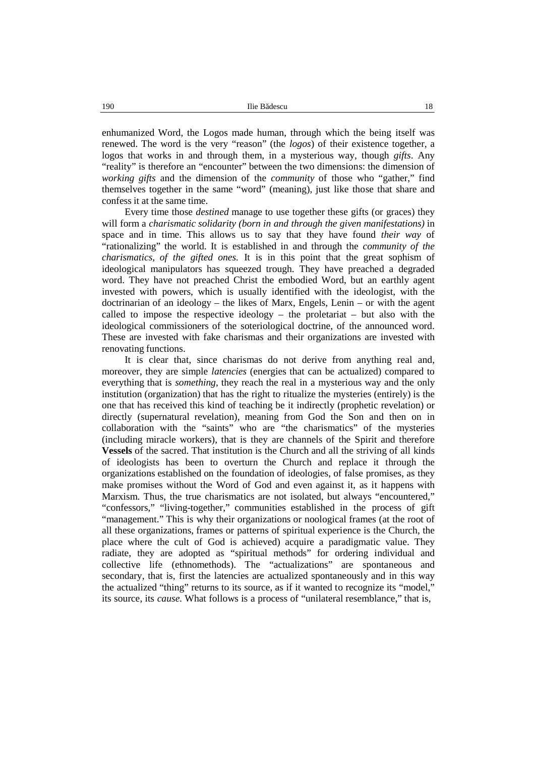enhumanized Word, the Logos made human, through which the being itself was renewed. The word is the very "reason" (the *logos*) of their existence together, a logos that works in and through them, in a mysterious way, though *gifts*. Any "reality" is therefore an "encounter" between the two dimensions: the dimension of *working gifts* and the dimension of the *community* of those who "gather," find themselves together in the same "word" (meaning), just like those that share and confess it at the same time.

Every time those *destined* manage to use together these gifts (or graces) they will form a *charismatic solidarity (born in and through the given manifestations)* in space and in time. This allows us to say that they have found *their way* of "rationalizing" the world. It is established in and through the *community of the charismatics, of the gifted ones.* It is in this point that the great sophism of ideological manipulators has squeezed trough. They have preached a degraded word. They have not preached Christ the embodied Word, but an earthly agent invested with powers, which is usually identified with the ideologist, with the doctrinarian of an ideology – the likes of Marx, Engels, Lenin – or with the agent called to impose the respective ideology – the proletariat – but also with the ideological commissioners of the soteriological doctrine, of the announced word. These are invested with fake charismas and their organizations are invested with renovating functions.

It is clear that, since charismas do not derive from anything real and, moreover, they are simple *latencies* (energies that can be actualized) compared to everything that is *something*, they reach the real in a mysterious way and the only institution (organization) that has the right to ritualize the mysteries (entirely) is the one that has received this kind of teaching be it indirectly (prophetic revelation) or directly (supernatural revelation), meaning from God the Son and then on in collaboration with the "saints" who are "the charismatics" of the mysteries (including miracle workers), that is they are channels of the Spirit and therefore **Vessels** of the sacred. That institution is the Church and all the striving of all kinds of ideologists has been to overturn the Church and replace it through the organizations established on the foundation of ideologies, of false promises, as they make promises without the Word of God and even against it, as it happens with Marxism. Thus, the true charismatics are not isolated, but always "encountered," "confessors," "living-together," communities established in the process of gift "management." This is why their organizations or noological frames (at the root of all these organizations, frames or patterns of spiritual experience is the Church, the place where the cult of God is achieved) acquire a paradigmatic value. They radiate, they are adopted as "spiritual methods" for ordering individual and collective life (ethnomethods). The "actualizations" are spontaneous and secondary, that is, first the latencies are actualized spontaneously and in this way the actualized "thing" returns to its source, as if it wanted to recognize its "model," its source, its *cause*. What follows is a process of "unilateral resemblance," that is,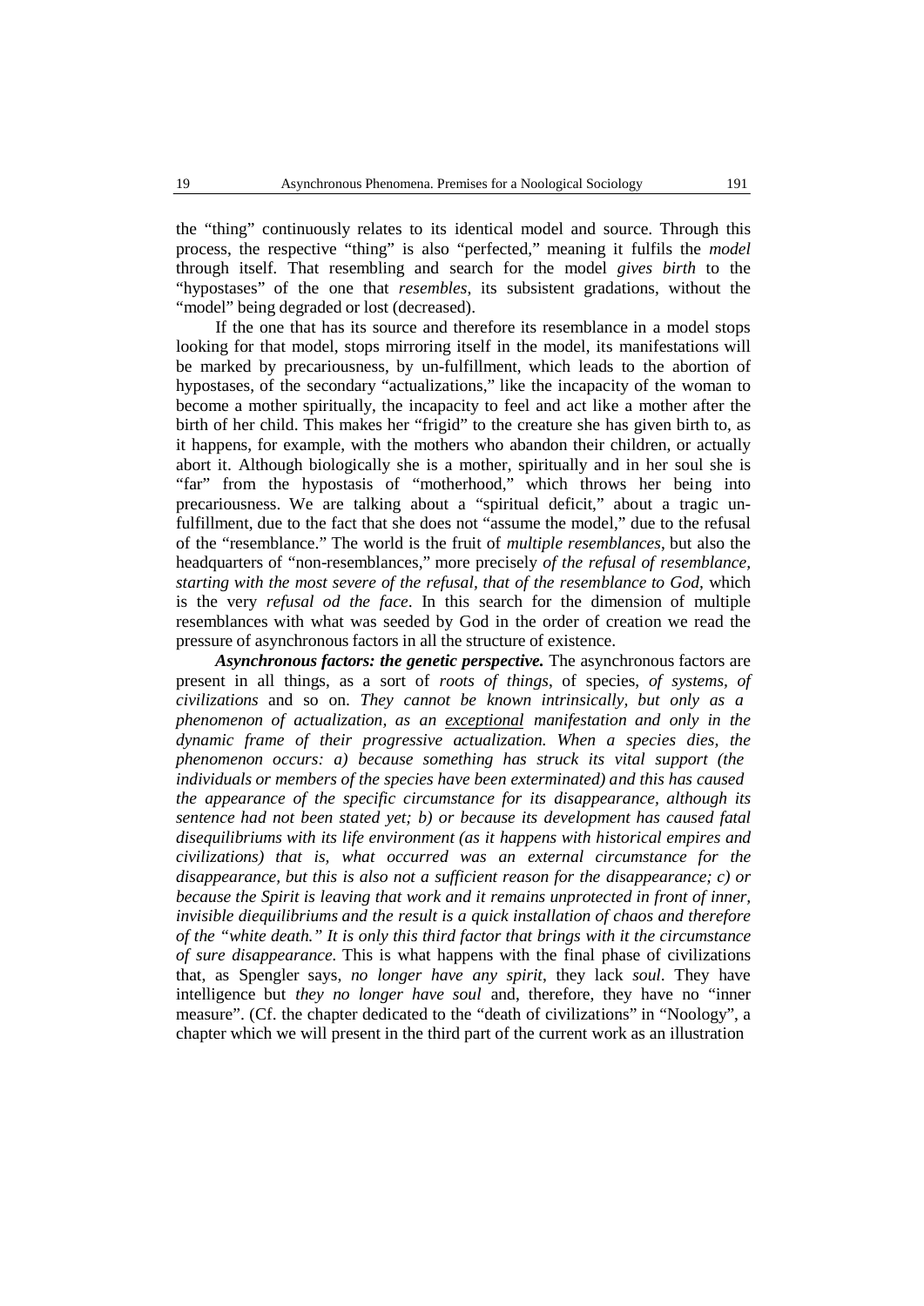the "thing" continuously relates to its identical model and source. Through this process, the respective "thing" is also "perfected," meaning it fulfils the *model* through itself. That resembling and search for the model *gives birth* to the "hypostases" of the one that *resembles*, its subsistent gradations, without the "model" being degraded or lost (decreased).

If the one that has its source and therefore its resemblance in a model stops looking for that model, stops mirroring itself in the model, its manifestations will be marked by precariousness, by un-fulfillment, which leads to the abortion of hypostases, of the secondary "actualizations," like the incapacity of the woman to become a mother spiritually, the incapacity to feel and act like a mother after the birth of her child. This makes her "frigid" to the creature she has given birth to, as it happens, for example, with the mothers who abandon their children, or actually abort it. Although biologically she is a mother, spiritually and in her soul she is "far" from the hypostasis of "motherhood," which throws her being into precariousness. We are talking about a "spiritual deficit," about a tragic un-fulfillment, due to the fact that she does not "assume the model," due to the refusal of the "resemblance." The world is the fruit of *multiple resemblances*, but also the headquarters of "non-resemblances," more precisely *of the refusal of resemblance, starting with the most severe of the refusal, that of the resemblance to God*, which is the very *refusal od the face*. In this search for the dimension of multiple resemblances with what was seeded by God in the order of creation we read the pressure of asynchronous factors in all the structure of existence.

***Asynchronous factors: the genetic perspective.*** The asynchronous factors are present in all things, as a sort of *roots of things*, of species, *of systems, of civilizations* and so on. *They cannot be known intrinsically, but only as a phenomenon of actualization, as an <u>exceptional</u> manifestation and only in the dynamic frame of their progressive actualization. When a species dies, the phenomenon occurs: a) because something has struck its vital support (the individuals or members of the species have been exterminated) and this has caused the appearance of the specific circumstance for its disappearance, although its sentence had not been stated yet; b) or because its development has caused fatal disequilibriums with its life environment (as it happens with historical empires and civilizations) that is, what occurred was an external circumstance for the disappearance, but this is also not a sufficient reason for the disappearance; c) or because the Spirit is leaving that work and it remains unprotected in front of inner, invisible diequilibriums and the result is a quick installation of chaos and therefore of the "white death." It is only this third factor that brings with it the circumstance of sure disappearance.* This is what happens with the final phase of civilizations that, as Spengler says, *no longer have any spirit*, they lack *soul*. They have intelligence but *they no longer have soul* and, therefore, they have no "inner measure". (Cf. the chapter dedicated to the "death of civilizations" in "Noology", a chapter which we will present in the third part of the current work as an illustration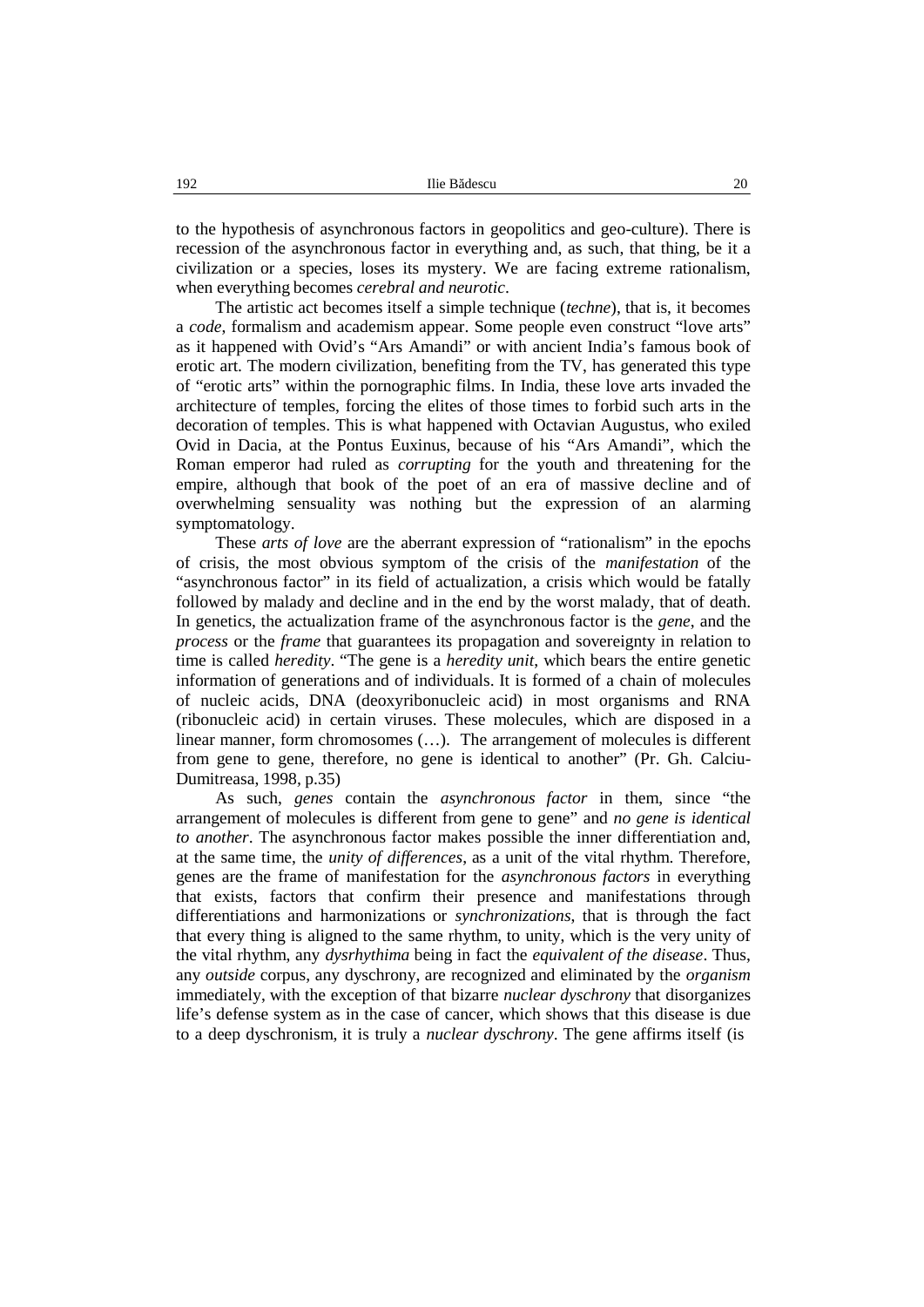to the hypothesis of asynchronous factors in geopolitics and geo-culture). There is recession of the asynchronous factor in everything and, as such, that thing, be it a civilization or a species, loses its mystery. We are facing extreme rationalism, when everything becomes *cerebral and neurotic*.

The artistic act becomes itself a simple technique (*techne*), that is, it becomes a *code*, formalism and academism appear. Some people even construct "love arts" as it happened with Ovid's "Ars Amandi" or with ancient India's famous book of erotic art. The modern civilization, benefiting from the TV, has generated this type of "erotic arts" within the pornographic films. In India, these love arts invaded the architecture of temples, forcing the elites of those times to forbid such arts in the decoration of temples. This is what happened with Octavian Augustus, who exiled Ovid in Dacia, at the Pontus Euxinus, because of his "Ars Amandi", which the Roman emperor had ruled as *corrupting* for the youth and threatening for the empire, although that book of the poet of an era of massive decline and of overwhelming sensuality was nothing but the expression of an alarming symptomatology.

These *arts of love* are the aberrant expression of "rationalism" in the epochs of crisis, the most obvious symptom of the crisis of the *manifestation* of the "asynchronous factor" in its field of actualization, a crisis which would be fatally followed by malady and decline and in the end by the worst malady, that of death. In genetics, the actualization frame of the asynchronous factor is the *gene*, and the *process* or the *frame* that guarantees its propagation and sovereignty in relation to time is called *heredity*. "The gene is a *heredity unit*, which bears the entire genetic information of generations and of individuals. It is formed of a chain of molecules of nucleic acids, DNA (deoxyribonucleic acid) in most organisms and RNA (ribonucleic acid) in certain viruses. These molecules, which are disposed in a linear manner, form chromosomes (…). The arrangement of molecules is different from gene to gene, therefore, no gene is identical to another" (Pr. Gh. Calciu-Dumitreasa, 1998, p.35)

As such, *genes* contain the *asynchronous factor* in them, since "the arrangement of molecules is different from gene to gene" and *no gene is identical to another*. The asynchronous factor makes possible the inner differentiation and, at the same time, the *unity of differences*, as a unit of the vital rhythm. Therefore, genes are the frame of manifestation for the *asynchronous factors* in everything that exists, factors that confirm their presence and manifestations through differentiations and harmonizations or *synchronizations*, that is through the fact that every thing is aligned to the same rhythm, to unity, which is the very unity of the vital rhythm, any *dysrhythima* being in fact the *equivalent of the disease*. Thus, any *outside* corpus, any dyschrony, are recognized and eliminated by the *organism* immediately, with the exception of that bizarre *nuclear dyschrony* that disorganizes life's defense system as in the case of cancer, which shows that this disease is due to a deep dyschronism, it is truly a *nuclear dyschrony*. The gene affirms itself (is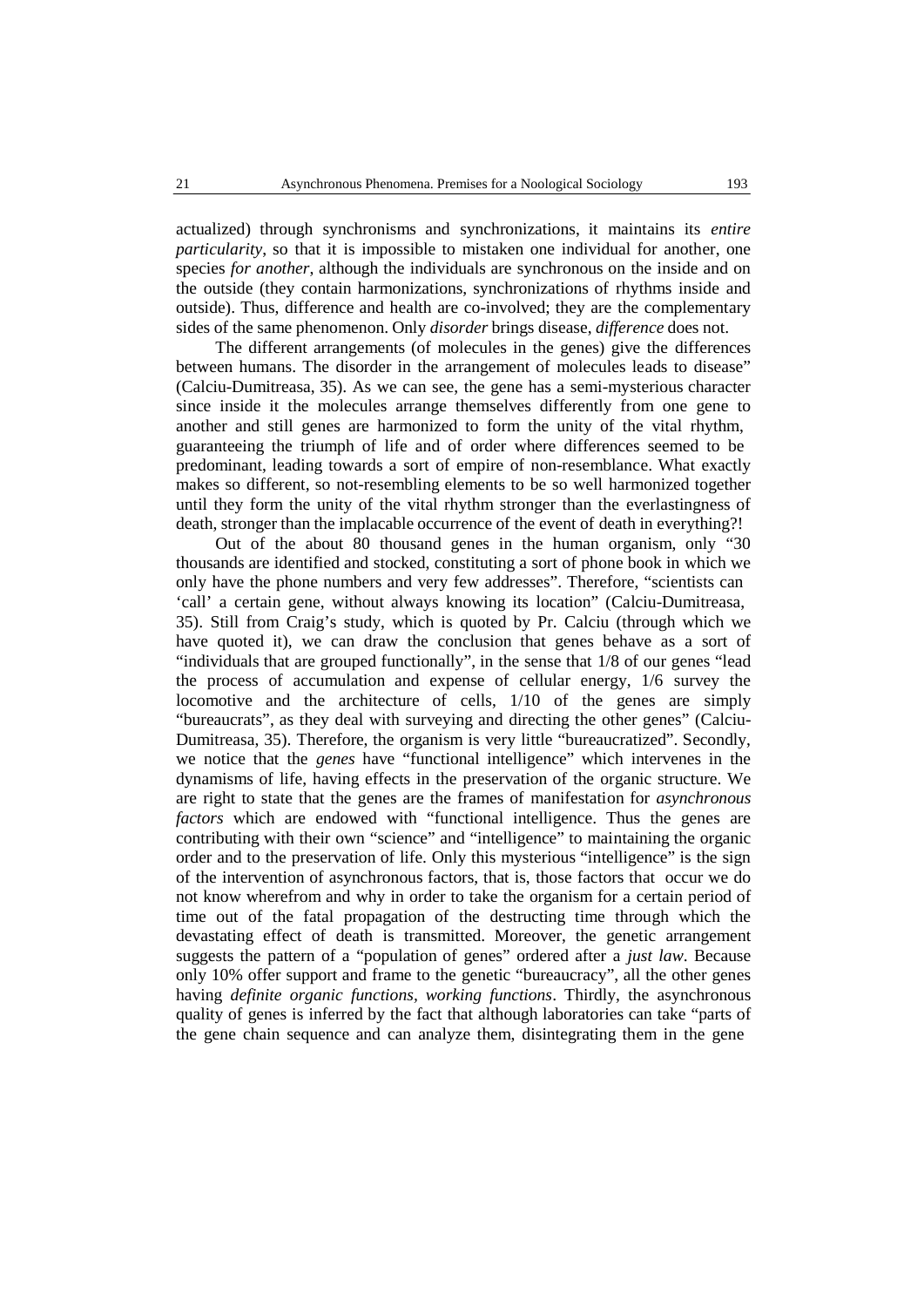actualized) through synchronisms and synchronizations, it maintains its *entire particularity*, so that it is impossible to mistaken one individual for another, one species *for another*, although the individuals are synchronous on the inside and on the outside (they contain harmonizations, synchronizations of rhythms inside and outside). Thus, difference and health are co-involved; they are the complementary sides of the same phenomenon. Only *disorder* brings disease, *difference* does not.

The different arrangements (of molecules in the genes) give the differences between humans. The disorder in the arrangement of molecules leads to disease" (Calciu-Dumitreasa, 35). As we can see, the gene has a semi-mysterious character since inside it the molecules arrange themselves differently from one gene to another and still genes are harmonized to form the unity of the vital rhythm, guaranteeing the triumph of life and of order where differences seemed to be predominant, leading towards a sort of empire of non-resemblance. What exactly makes so different, so not-resembling elements to be so well harmonized together until they form the unity of the vital rhythm stronger than the everlastingness of death, stronger than the implacable occurrence of the event of death in everything?!

Out of the about 80 thousand genes in the human organism, only "30 thousands are identified and stocked, constituting a sort of phone book in which we only have the phone numbers and very few addresses". Therefore, "scientists can 'call' a certain gene, without always knowing its location" (Calciu-Dumitreasa, 35). Still from Craig's study, which is quoted by Pr. Calciu (through which we have quoted it), we can draw the conclusion that genes behave as a sort of "individuals that are grouped functionally", in the sense that 1/8 of our genes "lead the process of accumulation and expense of cellular energy, 1/6 survey the locomotive and the architecture of cells, 1/10 of the genes are simply "bureaucrats", as they deal with surveying and directing the other genes" (Calciu-Dumitreasa, 35). Therefore, the organism is very little "bureaucratized". Secondly, we notice that the *genes* have "functional intelligence" which intervenes in the dynamisms of life, having effects in the preservation of the organic structure. We are right to state that the genes are the frames of manifestation for *asynchronous factors* which are endowed with "functional intelligence. Thus the genes are contributing with their own "science" and "intelligence" to maintaining the organic order and to the preservation of life. Only this mysterious "intelligence" is the sign of the intervention of asynchronous factors, that is, those factors that occur we do not know wherefrom and why in order to take the organism for a certain period of time out of the fatal propagation of the destructing time through which the devastating effect of death is transmitted. Moreover, the genetic arrangement suggests the pattern of a "population of genes" ordered after a *just law*. Because only 10% offer support and frame to the genetic "bureaucracy", all the other genes having *definite organic functions, working functions*. Thirdly, the asynchronous quality of genes is inferred by the fact that although laboratories can take "parts of the gene chain sequence and can analyze them, disintegrating them in the gene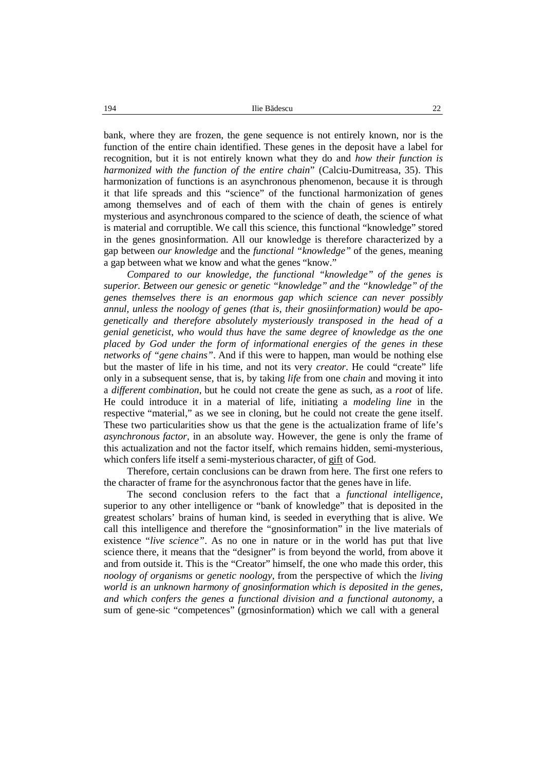bank, where they are frozen, the gene sequence is not entirely known, nor is the function of the entire chain identified. These genes in the deposit have a label for recognition, but it is not entirely known what they do and *how their function is harmonized with the function of the entire chain*" (Calciu-Dumitreasa, 35). This harmonization of functions is an asynchronous phenomenon, because it is through it that life spreads and this "science" of the functional harmonization of genes among themselves and of each of them with the chain of genes is entirely mysterious and asynchronous compared to the science of death, the science of what is material and corruptible. We call this science, this functional "knowledge" stored in the genes gnosinformation. All our knowledge is therefore characterized by a gap between *our knowledge* and the *functional "knowledge"* of the genes, meaning a gap between what we know and what the genes "know."

*Compared to our knowledge, the functional "knowledge" of the genes is superior. Between our genesic or genetic "knowledge" and the "knowledge" of the genes themselves there is an enormous gap which science can never possibly annul, unless the noology of genes (that is, their gnosiinformation) would be apo-genetically and therefore absolutely mysteriously transposed in the head of a genial geneticist, who would thus have the same degree of knowledge as the one placed by God under the form of informational energies of the genes in these networks of "gene chains"*. And if this were to happen, man would be nothing else but the master of life in his time, and not its very *creator*. He could "create" life only in a subsequent sense, that is, by taking *life* from one *chain* and moving it into a *different combination*, but he could not create the gene as such, as a *root* of life. He could introduce it in a material of life, initiating a *modeling line* in the respective "material," as we see in cloning, but he could not create the gene itself. These two particularities show us that the gene is the actualization frame of life's *asynchronous factor*, in an absolute way. However, the gene is only the frame of this actualization and not the factor itself, which remains hidden, semi-mysterious, which confers life itself a semi-mysterious character, of gift of God.

Therefore, certain conclusions can be drawn from here. The first one refers to the character of frame for the asynchronous factor that the genes have in life.

The second conclusion refers to the fact that a *functional intelligence*, superior to any other intelligence or "bank of knowledge" that is deposited in the greatest scholars' brains of human kind, is seeded in everything that is alive. We call this intelligence and therefore the "gnosinformation" in the live materials of existence "*live science"*. As no one in nature or in the world has put that live science there, it means that the "designer" is from beyond the world, from above it and from outside it. This is the "Creator" himself, the one who made this order, this *noology of organisms* or *genetic noology*, from the perspective of which the *living world is an unknown harmony of gnosinformation which is deposited in the genes, and which confers the genes a functional division and a functional autonomy*, a sum of gene-sic "competences" (grnosinformation) which we call with a general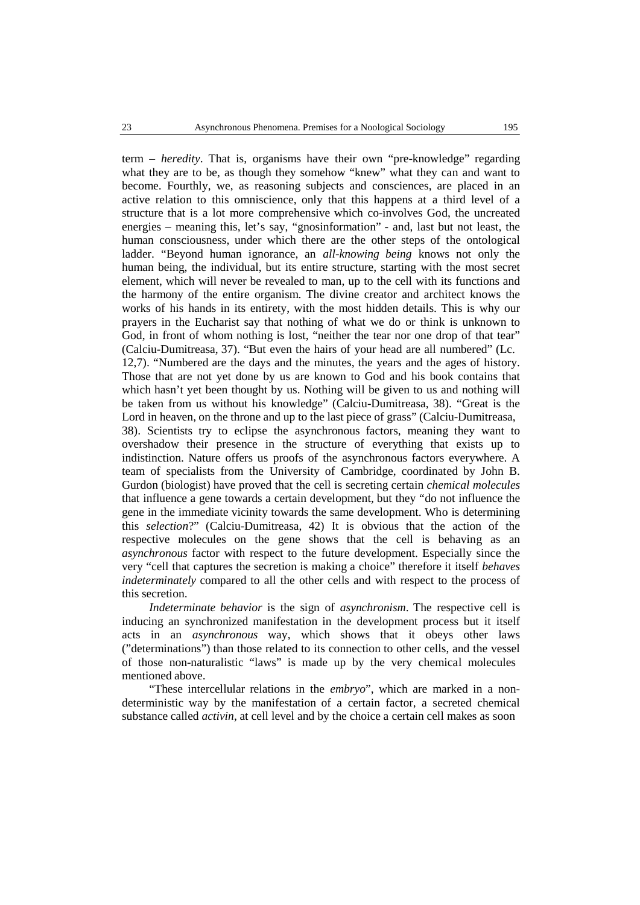term – *heredity*. That is, organisms have their own "pre-knowledge" regarding what they are to be, as though they somehow "knew" what they can and want to become. Fourthly, we, as reasoning subjects and consciences, are placed in an active relation to this omniscience, only that this happens at a third level of a structure that is a lot more comprehensive which co-involves God, the uncreated energies – meaning this, let's say, "gnosinformation" - and, last but not least, the human consciousness, under which there are the other steps of the ontological ladder. "Beyond human ignorance, an *all-knowing being* knows not only the human being, the individual, but its entire structure, starting with the most secret element, which will never be revealed to man, up to the cell with its functions and the harmony of the entire organism. The divine creator and architect knows the works of his hands in its entirety, with the most hidden details. This is why our prayers in the Eucharist say that nothing of what we do or think is unknown to God, in front of whom nothing is lost, "neither the tear nor one drop of that tear" (Calciu-Dumitreasa, 37). "But even the hairs of your head are all numbered" (Lc. 12,7). "Numbered are the days and the minutes, the years and the ages of history. Those that are not yet done by us are known to God and his book contains that which hasn't yet been thought by us. Nothing will be given to us and nothing will be taken from us without his knowledge" (Calciu-Dumitreasa, 38). "Great is the Lord in heaven, on the throne and up to the last piece of grass" (Calciu-Dumitreasa, 38). Scientists try to eclipse the asynchronous factors, meaning they want to overshadow their presence in the structure of everything that exists up to indistinction. Nature offers us proofs of the asynchronous factors everywhere. A team of specialists from the University of Cambridge, coordinated by John B. Gurdon (biologist) have proved that the cell is secreting certain *chemical molecules* that influence a gene towards a certain development, but they "do not influence the gene in the immediate vicinity towards the same development. Who is determining this *selection*?" (Calciu-Dumitreasa, 42) It is obvious that the action of the respective molecules on the gene shows that the cell is behaving as an *asynchronous* factor with respect to the future development. Especially since the very "cell that captures the secretion is making a choice" therefore it itself *behaves indeterminately* compared to all the other cells and with respect to the process of this secretion.

*Indeterminate behavior* is the sign of *asynchronism*. The respective cell is inducing an synchronized manifestation in the development process but it itself acts in an *asynchronous* way, which shows that it obeys other laws ("determinations") than those related to its connection to other cells, and the vessel of those non-naturalistic "laws" is made up by the very chemical molecules mentioned above.

"These intercellular relations in the *embryo*", which are marked in a non-deterministic way by the manifestation of a certain factor, a secreted chemical substance called *activin*, at cell level and by the choice a certain cell makes as soon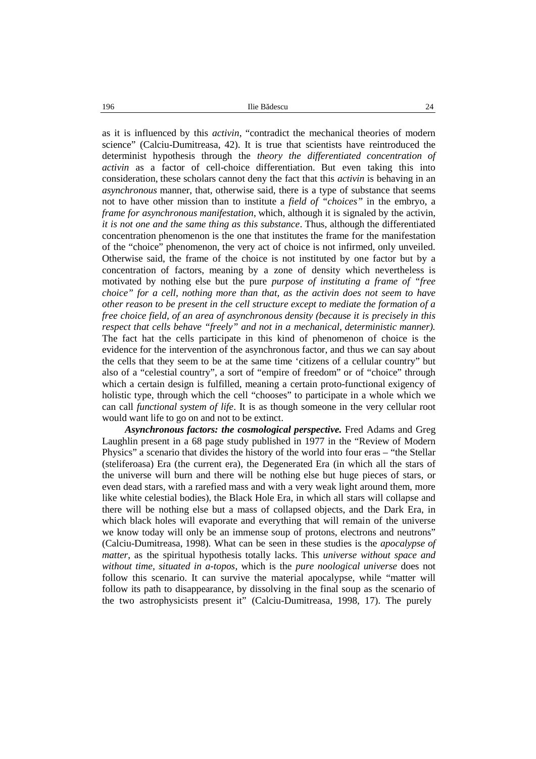as it is influenced by this *activin*, "contradict the mechanical theories of modern science" (Calciu-Dumitreasa, 42). It is true that scientists have reintroduced the determinist hypothesis through the *theory the differentiated concentration of activin* as a factor of cell-choice differentiation. But even taking this into consideration, these scholars cannot deny the fact that this *activin* is behaving in an *asynchronous* manner, that, otherwise said, there is a type of substance that seems not to have other mission than to institute a *field of "choices"* in the embryo, a *frame for asynchronous manifestation*, which, although it is signaled by the activin, *it is not one and the same thing as this substance*. Thus, although the differentiated concentration phenomenon is the one that institutes the frame for the manifestation of the "choice" phenomenon, the very act of choice is not infirmed, only unveiled. Otherwise said, the frame of the choice is not instituted by one factor but by a concentration of factors, meaning by a zone of density which nevertheless is motivated by nothing else but the pure *purpose of instituting a frame of "free choice" for a cell, nothing more than that, as the activin does not seem to have other reason to be present in the cell structure except to mediate the formation of a free choice field, of an area of asynchronous density (because it is precisely in this respect that cells behave "freely" and not in a mechanical, deterministic manner).* The fact hat the cells participate in this kind of phenomenon of choice is the evidence for the intervention of the asynchronous factor, and thus we can say about the cells that they seem to be at the same time 'citizens of a cellular country" but also of a "celestial country", a sort of "empire of freedom" or of "choice" through which a certain design is fulfilled, meaning a certain proto-functional exigency of holistic type, through which the cell "chooses" to participate in a whole which we can call *functional system of life*. It is as though someone in the very cellular root would want life to go on and not to be extinct.

***Asynchronous factors: the cosmological perspective.*** Fred Adams and Greg Laughlin present in a 68 page study published in 1977 in the "Review of Modern Physics" a scenario that divides the history of the world into four eras – "the Stellar (steliferoasa) Era (the current era), the Degenerated Era (in which all the stars of the universe will burn and there will be nothing else but huge pieces of stars, or even dead stars, with a rarefied mass and with a very weak light around them, more like white celestial bodies), the Black Hole Era, in which all stars will collapse and there will be nothing else but a mass of collapsed objects, and the Dark Era, in which black holes will evaporate and everything that will remain of the universe we know today will only be an immense soup of protons, electrons and neutrons" (Calciu-Dumitreasa, 1998). What can be seen in these studies is the *apocalypse of matter*, as the spiritual hypothesis totally lacks. This *universe without space and without time, situated in a-topos*, which is the *pure noological universe* does not follow this scenario. It can survive the material apocalypse, while "matter will follow its path to disappearance, by dissolving in the final soup as the scenario of the two astrophysicists present it" (Calciu-Dumitreasa, 1998, 17). The purely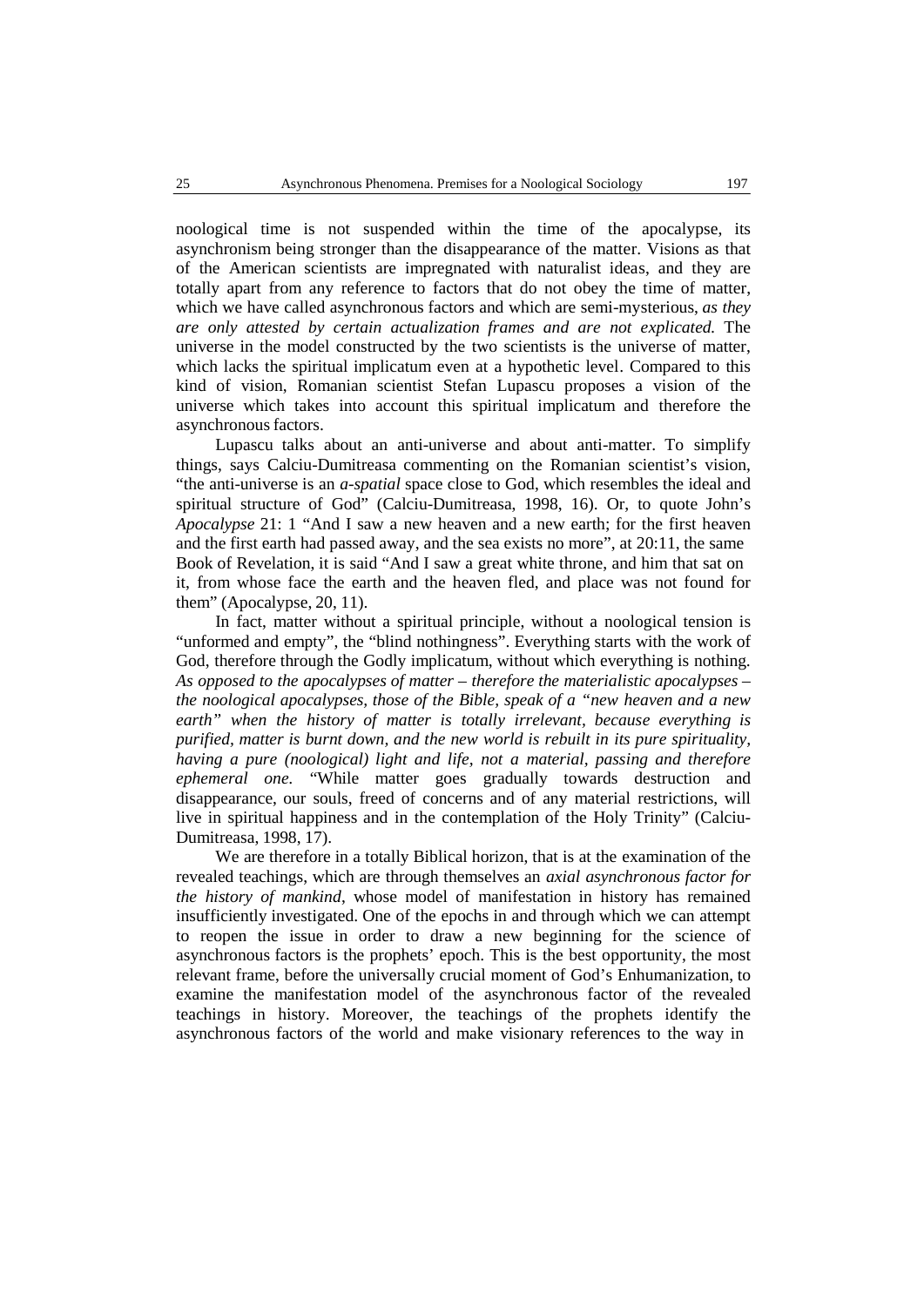noological time is not suspended within the time of the apocalypse, its asynchronism being stronger than the disappearance of the matter. Visions as that of the American scientists are impregnated with naturalist ideas, and they are totally apart from any reference to factors that do not obey the time of matter, which we have called asynchronous factors and which are semi-mysterious, *as they are only attested by certain actualization frames and are not explicated.* The universe in the model constructed by the two scientists is the universe of matter, which lacks the spiritual implicatum even at a hypothetic level. Compared to this kind of vision, Romanian scientist Stefan Lupascu proposes a vision of the universe which takes into account this spiritual implicatum and therefore the asynchronous factors.

Lupascu talks about an anti-universe and about anti-matter. To simplify things, says Calciu-Dumitreasa commenting on the Romanian scientist's vision, "the anti-universe is an *a-spatial* space close to God, which resembles the ideal and spiritual structure of God" (Calciu-Dumitreasa, 1998, 16). Or, to quote John's *Apocalypse* 21: 1 "And I saw a new heaven and a new earth; for the first heaven and the first earth had passed away, and the sea exists no more", at 20:11, the same Book of Revelation, it is said "And I saw a great white throne, and him that sat on it, from whose face the earth and the heaven fled, and place was not found for them" (Apocalypse, 20, 11).

In fact, matter without a spiritual principle, without a noological tension is "unformed and empty", the "blind nothingness". Everything starts with the work of God, therefore through the Godly implicatum, without which everything is nothing. *As opposed to the apocalypses of matter – therefore the materialistic apocalypses – the noological apocalypses, those of the Bible, speak of a "new heaven and a new earth" when the history of matter is totally irrelevant, because everything is purified, matter is burnt down, and the new world is rebuilt in its pure spirituality, having a pure (noological) light and life, not a material, passing and therefore ephemeral one.* "While matter goes gradually towards destruction and disappearance, our souls, freed of concerns and of any material restrictions, will live in spiritual happiness and in the contemplation of the Holy Trinity" (Calciu-Dumitreasa, 1998, 17).

We are therefore in a totally Biblical horizon, that is at the examination of the revealed teachings, which are through themselves an *axial asynchronous factor for the history of mankind*, whose model of manifestation in history has remained insufficiently investigated. One of the epochs in and through which we can attempt to reopen the issue in order to draw a new beginning for the science of asynchronous factors is the prophets' epoch. This is the best opportunity, the most relevant frame, before the universally crucial moment of God's Enhumanization, to examine the manifestation model of the asynchronous factor of the revealed teachings in history. Moreover, the teachings of the prophets identify the asynchronous factors of the world and make visionary references to the way in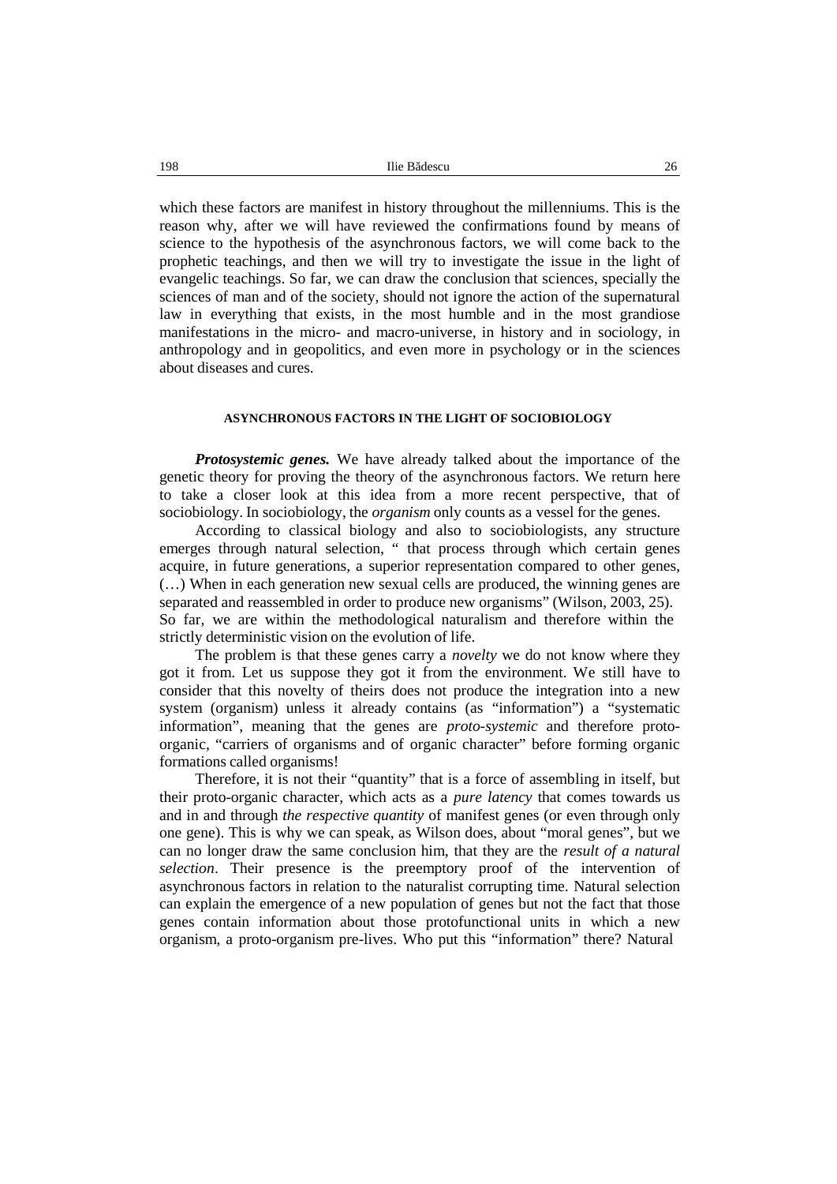which these factors are manifest in history throughout the millenniums. This is the reason why, after we will have reviewed the confirmations found by means of science to the hypothesis of the asynchronous factors, we will come back to the prophetic teachings, and then we will try to investigate the issue in the light of evangelic teachings. So far, we can draw the conclusion that sciences, specially the sciences of man and of the society, should not ignore the action of the supernatural law in everything that exists, in the most humble and in the most grandiose manifestations in the micro- and macro-universe, in history and in sociology, in anthropology and in geopolitics, and even more in psychology or in the sciences about diseases and cures.

#### ASYNCHRONOUS FACTORS IN THE LIGHT OF SOCIOBIOLOGY

***Protosystemic genes.*** We have already talked about the importance of the genetic theory for proving the theory of the asynchronous factors. We return here to take a closer look at this idea from a more recent perspective, that of sociobiology. In sociobiology, the *organism* only counts as a vessel for the genes.

According to classical biology and also to sociobiologists, any structure emerges through natural selection, " that process through which certain genes acquire, in future generations, a superior representation compared to other genes, (…) When in each generation new sexual cells are produced, the winning genes are separated and reassembled in order to produce new organisms" (Wilson, 2003, 25). So far, we are within the methodological naturalism and therefore within the strictly deterministic vision on the evolution of life.

The problem is that these genes carry a *novelty* we do not know where they got it from. Let us suppose they got it from the environment. We still have to consider that this novelty of theirs does not produce the integration into a new system (organism) unless it already contains (as "information") a "systematic information", meaning that the genes are *proto-systemic* and therefore proto-organic, "carriers of organisms and of organic character" before forming organic formations called organisms!

Therefore, it is not their "quantity" that is a force of assembling in itself, but their proto-organic character, which acts as a *pure latency* that comes towards us and in and through *the respective quantity* of manifest genes (or even through only one gene). This is why we can speak, as Wilson does, about "moral genes", but we can no longer draw the same conclusion him, that they are the *result of a natural selection*. Their presence is the preemptory proof of the intervention of asynchronous factors in relation to the naturalist corrupting time. Natural selection can explain the emergence of a new population of genes but not the fact that those genes contain information about those protofunctional units in which a new organism, a proto-organism pre-lives. Who put this "information" there? Natural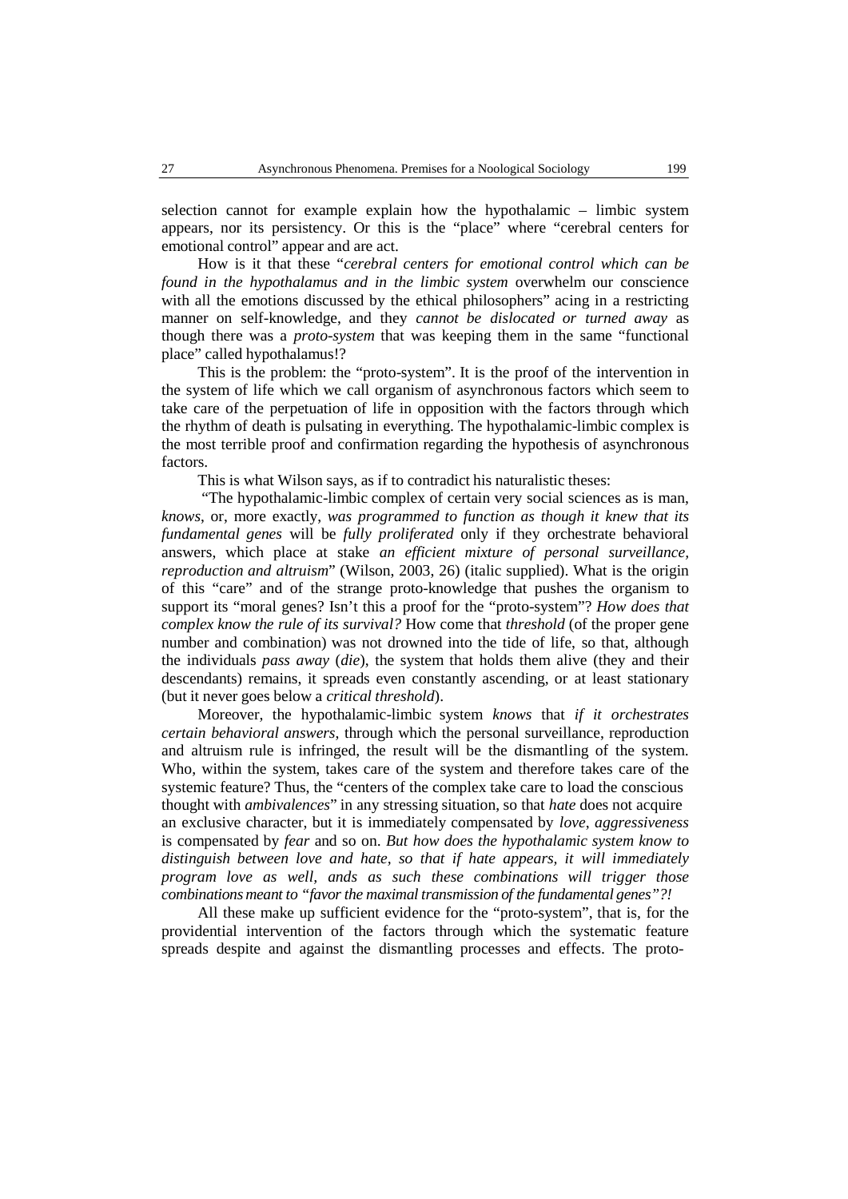selection cannot for example explain how the hypothalamic – limbic system appears, nor its persistency. Or this is the "place" where "cerebral centers for emotional control" appear and are act.

How is it that these "*cerebral centers for emotional control which can be found in the hypothalamus and in the limbic system* overwhelm our conscience with all the emotions discussed by the ethical philosophers" acing in a restricting manner on self-knowledge, and they *cannot be dislocated or turned away* as though there was a *proto-system* that was keeping them in the same "functional place" called hypothalamus!?

This is the problem: the "proto-system". It is the proof of the intervention in the system of life which we call organism of asynchronous factors which seem to take care of the perpetuation of life in opposition with the factors through which the rhythm of death is pulsating in everything. The hypothalamic-limbic complex is the most terrible proof and confirmation regarding the hypothesis of asynchronous factors.

This is what Wilson says, as if to contradict his naturalistic theses:

"The hypothalamic-limbic complex of certain very social sciences as is man, *knows*, or, more exactly, *was programmed to function as though it knew that its fundamental genes* will be *fully proliferated* only if they orchestrate behavioral answers, which place at stake *an efficient mixture of personal surveillance, reproduction and altruism*" (Wilson, 2003, 26) (italic supplied). What is the origin of this "care" and of the strange proto-knowledge that pushes the organism to support its "moral genes? Isn't this a proof for the "proto-system"? *How does that complex know the rule of its survival?* How come that *threshold* (of the proper gene number and combination) was not drowned into the tide of life, so that, although the individuals *pass away* (*die*), the system that holds them alive (they and their descendants) remains, it spreads even constantly ascending, or at least stationary (but it never goes below a *critical threshold*).

Moreover, the hypothalamic-limbic system *knows* that *if it orchestrates certain behavioral answers*, through which the personal surveillance, reproduction and altruism rule is infringed, the result will be the dismantling of the system. Who, within the system, takes care of the system and therefore takes care of the systemic feature? Thus, the "centers of the complex take care to load the conscious thought with *ambivalences*" in any stressing situation, so that *hate* does not acquire an exclusive character, but it is immediately compensated by *love*, *aggressiveness* is compensated by *fear* and so on. *But how does the hypothalamic system know to distinguish between love and hate, so that if hate appears, it will immediately program love as well, ands as such these combinations will trigger those combinations meant to "favor the maximal transmission of the fundamental genes"?!*

All these make up sufficient evidence for the "proto-system", that is, for the providential intervention of the factors through which the systematic feature spreads despite and against the dismantling processes and effects. The proto-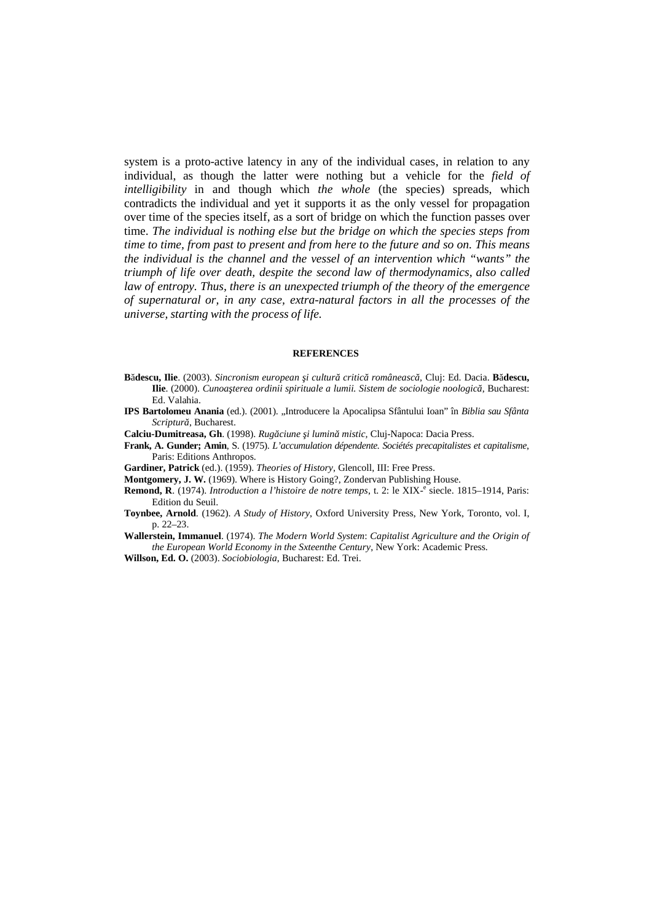system is a proto-active latency in any of the individual cases, in relation to any individual, as though the latter were nothing but a vehicle for the *field of intelligibility* in and though which *the whole* (the species) spreads, which contradicts the individual and yet it supports it as the only vessel for propagation over time of the species itself, as a sort of bridge on which the function passes over time. *The individual is nothing else but the bridge on which the species steps from time to time, from past to present and from here to the future and so on. This means the individual is the channel and the vessel of an intervention which "wants" the triumph of life over death, despite the second law of thermodynamics, also called law of entropy. Thus, there is an unexpected triumph of the theory of the emergence of supernatural or, in any case, extra-natural factors in all the processes of the universe, starting with the process of life.*

## REFERENCES

**Bădescu, Ilie**. (2003). *Sincronism european şi cultură critică românească*, Cluj: Ed. Dacia. **Bădescu, Ilie**. (2000). *Cunoaşterea ordinii spirituale a lumii. Sistem de sociologie noologică*, Bucharest: Ed. Valahia.

**IPS Bartolomeu Anania** (ed.). (2001). „Introducere la Apocalipsa Sfântului Ioan" în *Biblia sau Sfânta Scriptură*, Bucharest.

**Calciu-Dumitreasa, Gh**. (1998). *Rugăciune şi lumină mistic*, Cluj-Napoca: Dacia Press.

**Frank, A. Gunder; Amin**, S. (1975). *L'accumulation dépendente. Sociétés precapitalistes et capitalisme*, Paris: Editions Anthropos.

**Gardiner, Patrick** (ed.). (1959). *Theories of History*, Glencoll, III: Free Press.

**Montgomery, J. W.** (1969). Where is History Going?, Zondervan Publishing House.

**Remond, R**. (1974). *Introduction a l'histoire de notre temps*, t. 2: le XIX-e siecle. 1815–1914, Paris: Edition du Seuil.

**Toynbee, Arnold**. (1962). *A Study of History*, Oxford University Press, New York, Toronto, vol. I, p. 22–23.

**Wallerstein, Immanuel**. (1974). *The Modern World System*: *Capitalist Agriculture and the Origin of the European World Economy in the Sxteenthe Century*, New York: Academic Press.

**Willson, Ed. O.** (2003). *Sociobiologia*, Bucharest: Ed. Trei.